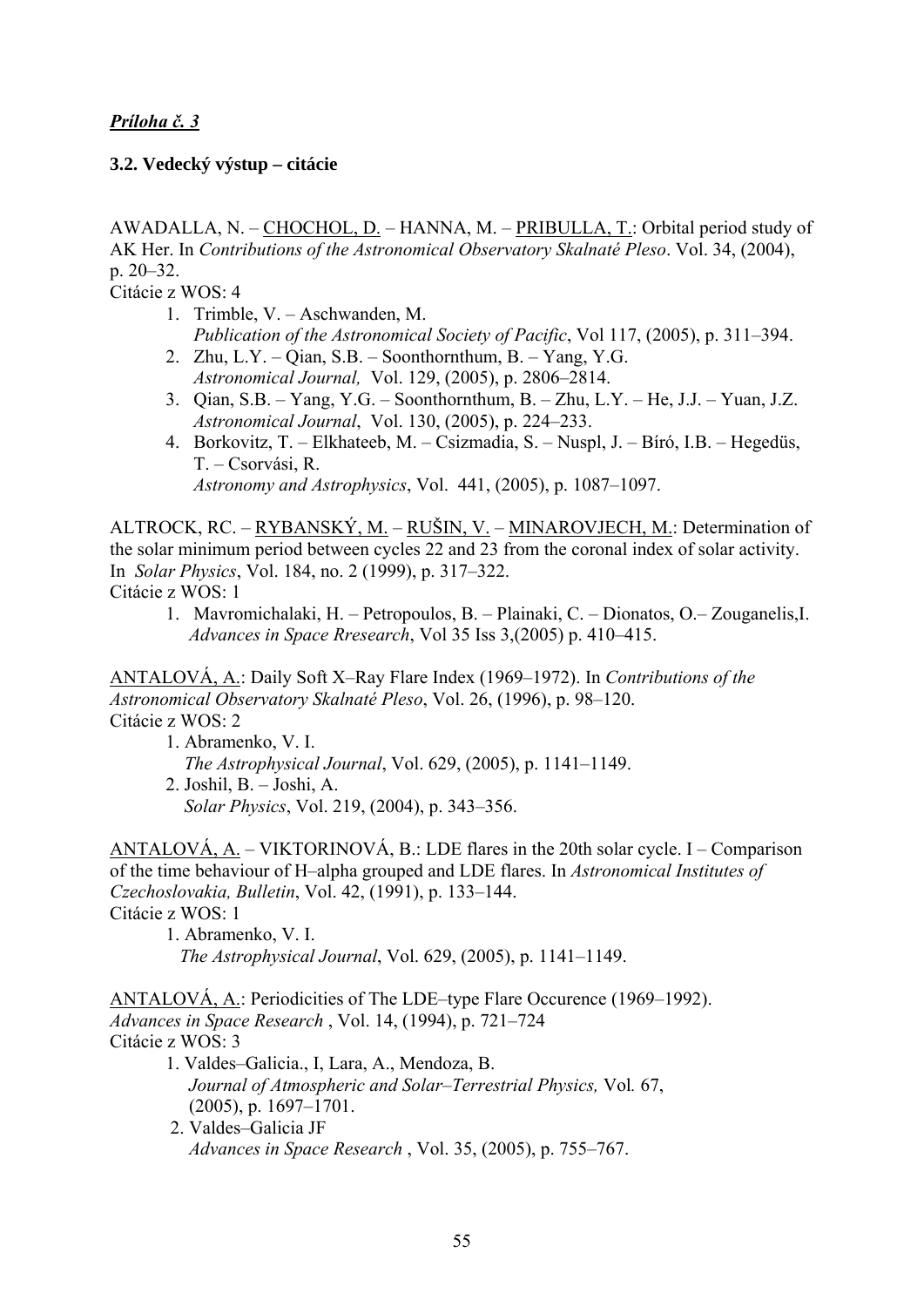***Príloha č. 3***

**3.2. Vedecký výstup – citácie**

AWADALLA, N. – <u>CHOCHOL, D.</u> – HANNA, M. – <u>PRIBULLA, T.</u>: Orbital period study of AK Her. In *Contributions of the Astronomical Observatory Skalnaté Pleso*. Vol. 34, (2004), p. 20–32.
Citácie z WOS: 4

1. Trimble, V. – Aschwanden, M.
   *Publication of the Astronomical Society of Pacific*, Vol 117, (2005), p. 311–394.
2. Zhu, L.Y. – Qian, S.B. – Soonthornthum, B. – Yang, Y.G.
   *Astronomical Journal,* Vol. 129, (2005), p. 2806–2814.
3. Qian, S.B. – Yang, Y.G. – Soonthornthum, B. – Zhu, L.Y. – He, J.J. – Yuan, J.Z.
   *Astronomical Journal*, Vol. 130, (2005), p. 224–233.
4. Borkovitz, T. – Elkhateeb, M. – Csizmadia, S. – Nuspl, J. – Bíró, I.B. – Hegedüs, T. – Csorvási, R.
   *Astronomy and Astrophysics*, Vol. 441, (2005), p. 1087–1097.

ALTROCK, RC. – <u>RYBANSKÝ, M.</u> – <u>RUŠIN, V.</u> – <u>MINAROVJECH, M.</u>: Determination of the solar minimum period between cycles 22 and 23 from the coronal index of solar activity. In *Solar Physics*, Vol. 184, no. 2 (1999), p. 317–322.
Citácie z WOS: 1

1. Mavromichalaki, H. – Petropoulos, B. – Plainaki, C. – Dionatos, O.– Zouganelis,I.
   *Advances in Space Rresearch*, Vol 35 Iss 3,(2005) p. 410–415.

<u>ANTALOVÁ, A.</u>: Daily Soft X–Ray Flare Index (1969–1972). In *Contributions of the Astronomical Observatory Skalnaté Pleso*, Vol. 26, (1996), p. 98–120.
Citácie z WOS: 2

1. Abramenko, V. I.
   *The Astrophysical Journal*, Vol. 629, (2005), p. 1141–1149.
2. Joshil, B. – Joshi, A.
   *Solar Physics*, Vol. 219, (2004), p. 343–356.

<u>ANTALOVÁ, A.</u> – VIKTORINOVÁ, B.: LDE flares in the 20th solar cycle. I – Comparison of the time behaviour of H–alpha grouped and LDE flares. In *Astronomical Institutes of Czechoslovakia, Bulletin*, Vol. 42, (1991), p. 133–144.
Citácie z WOS: 1

1. Abramenko, V. I.
   *The Astrophysical Journal*, Vol. 629, (2005), p. 1141–1149.

<u>ANTALOVÁ, A.</u>: Periodicities of The LDE–type Flare Occurence (1969–1992). *Advances in Space Research* , Vol. 14, (1994), p. 721–724
Citácie z WOS: 3

1. Valdes–Galicia., I, Lara, A., Mendoza, B.
   *Journal of Atmospheric and Solar–Terrestrial Physics,* Vol. 67, (2005), p. 1697–1701.
2. Valdes–Galicia JF
   *Advances in Space Research* , Vol. 35, (2005), p. 755–767.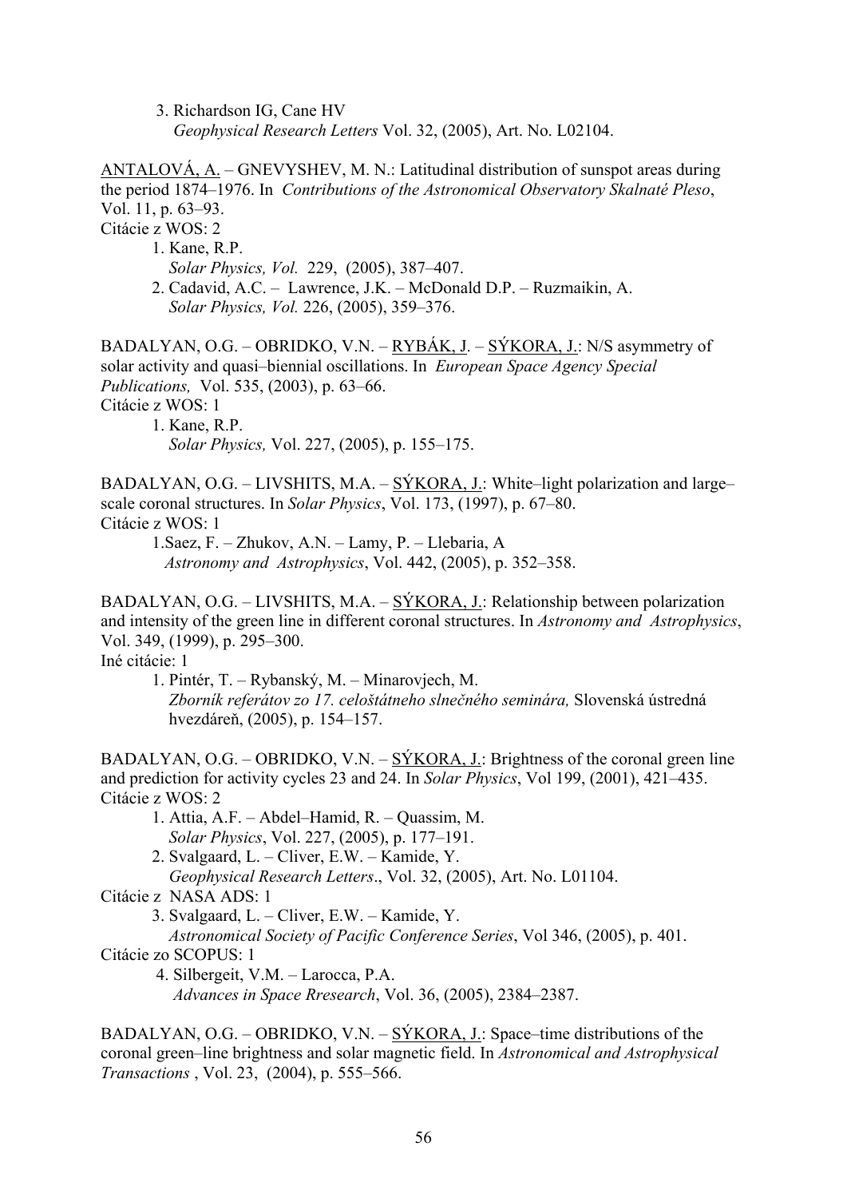3. Richardson IG, Cane HV
   *Geophysical Research Letters* Vol. 32, (2005), Art. No. L02104.

<u>ANTALOVÁ, A.</u> – GNEVYSHEV, M. N.: Latitudinal distribution of sunspot areas during the period 1874–1976. In *Contributions of the Astronomical Observatory Skalnaté Pleso*, Vol. 11, p. 63–93.
Citácie z WOS: 2

1. Kane, R.P.
   *Solar Physics, Vol.* 229, (2005), 387–407.
2. Cadavid, A.C. – Lawrence, J.K. – McDonald D.P. – Ruzmaikin, A.
   *Solar Physics, Vol.* 226, (2005), 359–376.

BADALYAN, O.G. – OBRIDKO, V.N. – <u>RYBÁK, J.</u> – <u>SÝKORA, J.</u>: N/S asymmetry of solar activity and quasi–biennial oscillations. In *European Space Agency Special Publications,* Vol. 535, (2003), p. 63–66.
Citácie z WOS: 1

1. Kane, R.P.
   *Solar Physics,* Vol. 227, (2005), p. 155–175.

BADALYAN, O.G. – LIVSHITS, M.A. – <u>SÝKORA, J.</u>: White–light polarization and large–scale coronal structures. In *Solar Physics*, Vol. 173, (1997), p. 67–80.
Citácie z WOS: 1

1. Saez, F. – Zhukov, A.N. – Lamy, P. – Llebaria, A
   *Astronomy and Astrophysics*, Vol. 442, (2005), p. 352–358.

BADALYAN, O.G. – LIVSHITS, M.A. – <u>SÝKORA, J.</u>: Relationship between polarization and intensity of the green line in different coronal structures. In *Astronomy and Astrophysics*, Vol. 349, (1999), p. 295–300.
Iné citácie: 1

1. Pintér, T. – Rybanský, M. – Minarovjech, M.
   *Zborník referátov zo 17. celoštátneho slnečného seminára,* Slovenská ústredná hvezdáreň, (2005), p. 154–157.

BADALYAN, O.G. – OBRIDKO, V.N. – <u>SÝKORA, J.</u>: Brightness of the coronal green line and prediction for activity cycles 23 and 24. In *Solar Physics*, Vol 199, (2001), 421–435.
Citácie z WOS: 2

1. Attia, A.F. – Abdel–Hamid, R. – Quassim, M.
   *Solar Physics*, Vol. 227, (2005), p. 177–191.
2. Svalgaard, L. – Cliver, E.W. – Kamide, Y.
   *Geophysical Research Letters*., Vol. 32, (2005), Art. No. L01104.

Citácie z NASA ADS: 1

3. Svalgaard, L. – Cliver, E.W. – Kamide, Y.
   *Astronomical Society of Pacific Conference Series*, Vol 346, (2005), p. 401.

Citácie zo SCOPUS: 1

4. Silbergeit, V.M. – Larocca, P.A.
   *Advances in Space Rresearch*, Vol. 36, (2005), 2384–2387.

BADALYAN, O.G. – OBRIDKO, V.N. – <u>SÝKORA, J.</u>: Space–time distributions of the coronal green–line brightness and solar magnetic field. In *Astronomical and Astrophysical Transactions* , Vol. 23, (2004), p. 555–566.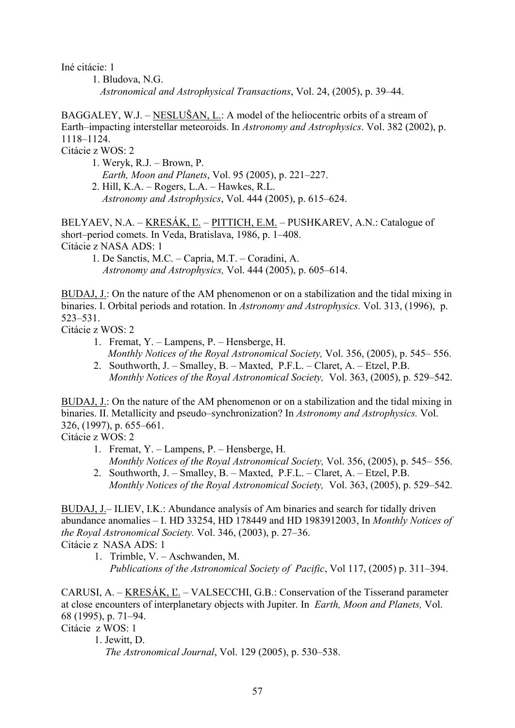Iné citácie: 1

1. Bludova, N.G.
   *Astronomical and Astrophysical Transactions*, Vol. 24, (2005), p. 39–44.

BAGGALEY, W.J. – <u>NESLUŠAN, L.</u>: A model of the heliocentric orbits of a stream of Earth–impacting interstellar meteoroids. In *Astronomy and Astrophysics*. Vol. 382 (2002), p. 1118–1124.

Citácie z WOS: 2

1. Weryk, R.J. – Brown, P.
   *Earth, Moon and Planets*, Vol. 95 (2005), p. 221–227.
2. Hill, K.A. – Rogers, L.A. – Hawkes, R.L.
   *Astronomy and Astrophysics*, Vol. 444 (2005), p. 615–624.

BELYAEV, N.A. – <u>KRESÁK, Ľ.</u> – <u>PITTICH, E.M.</u> – PUSHKAREV, A.N.: Catalogue of short–period comets. In Veda, Bratislava, 1986, p. 1–408.

Citácie z NASA ADS: 1

1. De Sanctis, M.C. – Capria, M.T. – Coradini, A.
   *Astronomy and Astrophysics,* Vol. 444 (2005), p. 605–614.

<u>BUDAJ, J.</u>: On the nature of the AM phenomenon or on a stabilization and the tidal mixing in binaries. I. Orbital periods and rotation. In *Astronomy and Astrophysics.* Vol. 313, (1996), p. 523–531.

Citácie z WOS: 2

1. Fremat, Y. – Lampens, P. – Hensberge, H.
   *Monthly Notices of the Royal Astronomical Society,* Vol. 356, (2005), p. 545– 556.
2. Southworth, J. – Smalley, B. – Maxted, P.F.L. – Claret, A. – Etzel, P.B.
   *Monthly Notices of the Royal Astronomical Society,* Vol. 363, (2005), p. 529–542.

<u>BUDAJ, J.</u>: On the nature of the AM phenomenon or on a stabilization and the tidal mixing in binaries. II. Metallicity and pseudo–synchronization? In *Astronomy and Astrophysics.* Vol. 326, (1997), p. 655–661.

Citácie z WOS: 2

1. Fremat, Y. – Lampens, P. – Hensberge, H.
   *Monthly Notices of the Royal Astronomical Society,* Vol. 356, (2005), p. 545– 556.
2. Southworth, J. – Smalley, B. – Maxted, P.F.L. – Claret, A. – Etzel, P.B.
   *Monthly Notices of the Royal Astronomical Society,* Vol. 363, (2005), p. 529–542.

<u>BUDAJ, J.</u>– ILIEV, I.K.: Abundance analysis of Am binaries and search for tidally driven abundance anomalies – I. HD 33254, HD 178449 and HD 1983912003, In *Monthly Notices of the Royal Astronomical Society.* Vol. 346, (2003), p. 27–36.

Citácie z NASA ADS: 1

1. Trimble, V. – Aschwanden, M.
   *Publications of the Astronomical Society of Pacific*, Vol 117, (2005) p. 311–394.

CARUSI, A. – <u>KRESÁK, Ľ.</u> – VALSECCHI, G.B.: Conservation of the Tisserand parameter at close encounters of interplanetary objects with Jupiter. In *Earth, Moon and Planets,* Vol. 68 (1995), p. 71–94.

Citácie z WOS: 1

1. Jewitt, D.
   *The Astronomical Journal*, Vol. 129 (2005), p. 530–538.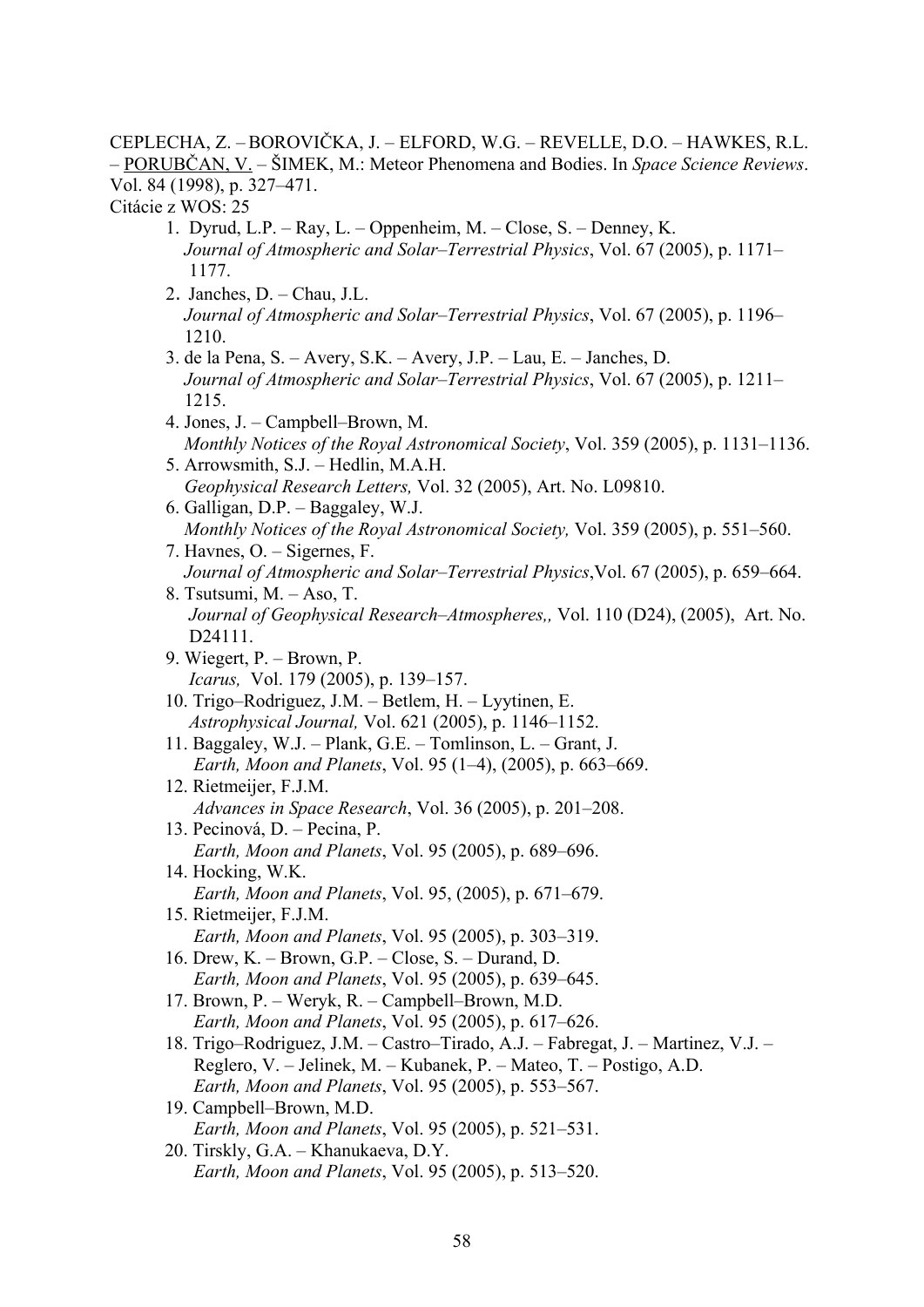CEPLECHA, Z. – BOROVIČKA, J. – ELFORD, W.G. – REVELLE, D.O. – HAWKES, R.L. – PORUBČAN, V. – ŠIMEK, M.: Meteor Phenomena and Bodies. In *Space Science Reviews*. Vol. 84 (1998), p. 327–471.

Citácie z WOS: 25

1. Dyrud, L.P. – Ray, L. – Oppenheim, M. – Close, S. – Denney, K.  
   *Journal of Atmospheric and Solar–Terrestrial Physics*, Vol. 67 (2005), p. 1171–1177.
2. Janches, D. – Chau, J.L.  
   *Journal of Atmospheric and Solar–Terrestrial Physics*, Vol. 67 (2005), p. 1196–1210.
3. de la Pena, S. – Avery, S.K. – Avery, J.P. – Lau, E. – Janches, D.  
   *Journal of Atmospheric and Solar–Terrestrial Physics*, Vol. 67 (2005), p. 1211–1215.
4. Jones, J. – Campbell–Brown, M.  
   *Monthly Notices of the Royal Astronomical Society*, Vol. 359 (2005), p. 1131–1136.
5. Arrowsmith, S.J. – Hedlin, M.A.H.  
   *Geophysical Research Letters,* Vol. 32 (2005), Art. No. L09810.
6. Galligan, D.P. – Baggaley, W.J.  
   *Monthly Notices of the Royal Astronomical Society,* Vol. 359 (2005), p. 551–560.
7. Havnes, O. – Sigernes, F.  
   *Journal of Atmospheric and Solar–Terrestrial Physics*,Vol. 67 (2005), p. 659–664.
8. Tsutsumi, M. – Aso, T.  
   *Journal of Geophysical Research–Atmospheres,,* Vol. 110 (D24), (2005), Art. No. D24111.
9. Wiegert, P. – Brown, P.  
   *Icarus,* Vol. 179 (2005), p. 139–157.
10. Trigo–Rodriguez, J.M. – Betlem, H. – Lyytinen, E.  
    *Astrophysical Journal,* Vol. 621 (2005), p. 1146–1152.
11. Baggaley, W.J. – Plank, G.E. – Tomlinson, L. – Grant, J.  
    *Earth, Moon and Planets*, Vol. 95 (1–4), (2005), p. 663–669.
12. Rietmeijer, F.J.M.  
    *Advances in Space Research*, Vol. 36 (2005), p. 201–208.
13. Pecinová, D. – Pecina, P.  
    *Earth, Moon and Planets*, Vol. 95 (2005), p. 689–696.
14. Hocking, W.K.  
    *Earth, Moon and Planets*, Vol. 95, (2005), p. 671–679.
15. Rietmeijer, F.J.M.  
    *Earth, Moon and Planets*, Vol. 95 (2005), p. 303–319.
16. Drew, K. – Brown, G.P. – Close, S. – Durand, D.  
    *Earth, Moon and Planets*, Vol. 95 (2005), p. 639–645.
17. Brown, P. – Weryk, R. – Campbell–Brown, M.D.  
    *Earth, Moon and Planets*, Vol. 95 (2005), p. 617–626.
18. Trigo–Rodriguez, J.M. – Castro–Tirado, A.J. – Fabregat, J. – Martinez, V.J. – Reglero, V. – Jelinek, M. – Kubanek, P. – Mateo, T. – Postigo, A.D.  
    *Earth, Moon and Planets*, Vol. 95 (2005), p. 553–567.
19. Campbell–Brown, M.D.  
    *Earth, Moon and Planets*, Vol. 95 (2005), p. 521–531.
20. Tirskly, G.A. – Khanukaeva, D.Y.  
    *Earth, Moon and Planets*, Vol. 95 (2005), p. 513–520.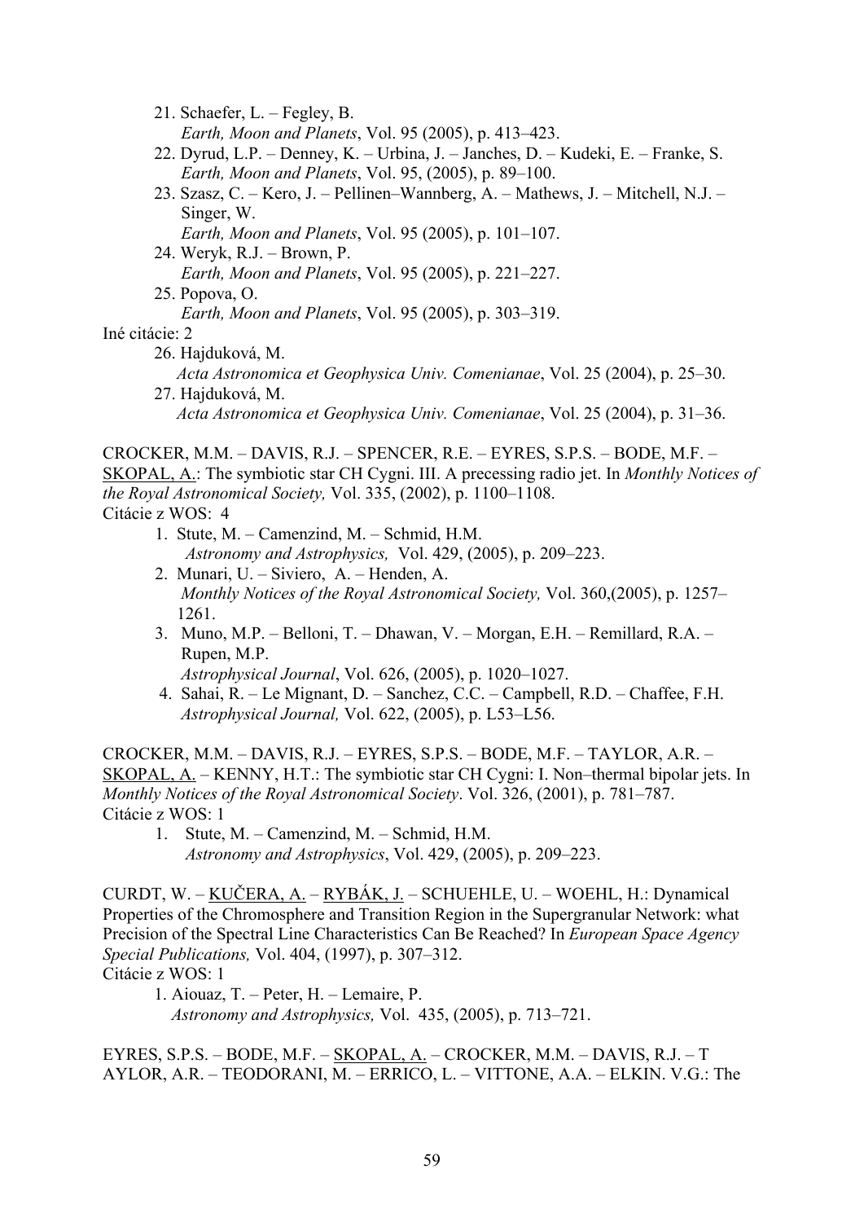21. Schaefer, L. – Fegley, B.
    *Earth, Moon and Planets*, Vol. 95 (2005), p. 413–423.
22. Dyrud, L.P. – Denney, K. – Urbina, J. – Janches, D. – Kudeki, E. – Franke, S.
    *Earth, Moon and Planets*, Vol. 95, (2005), p. 89–100.
23. Szasz, C. – Kero, J. – Pellinen–Wannberg, A. – Mathews, J. – Mitchell, N.J. – Singer, W.
    *Earth, Moon and Planets*, Vol. 95 (2005), p. 101–107.
24. Weryk, R.J. – Brown, P.
    *Earth, Moon and Planets*, Vol. 95 (2005), p. 221–227.
25. Popova, O.
    *Earth, Moon and Planets*, Vol. 95 (2005), p. 303–319.

Iné citácie: 2

26. Hajduková, M.
    *Acta Astronomica et Geophysica Univ. Comenianae*, Vol. 25 (2004), p. 25–30.
27. Hajduková, M.
    *Acta Astronomica et Geophysica Univ. Comenianae*, Vol. 25 (2004), p. 31–36.

CROCKER, M.M. – DAVIS, R.J. – SPENCER, R.E. – EYRES, S.P.S. – BODE, M.F. – <u>SKOPAL, A.</u>: The symbiotic star CH Cygni. III. A precessing radio jet. In *Monthly Notices of the Royal Astronomical Society,* Vol. 335, (2002), p. 1100–1108.
Citácie z WOS: 4

1. Stute, M. – Camenzind, M. – Schmid, H.M.
   *Astronomy and Astrophysics,* Vol. 429, (2005), p. 209–223.
2. Munari, U. – Siviero, A. – Henden, A.
   *Monthly Notices of the Royal Astronomical Society,* Vol. 360,(2005), p. 1257–1261.
3. Muno, M.P. – Belloni, T. – Dhawan, V. – Morgan, E.H. – Remillard, R.A. – Rupen, M.P.
   *Astrophysical Journal*, Vol. 626, (2005), p. 1020–1027.
4. Sahai, R. – Le Mignant, D. – Sanchez, C.C. – Campbell, R.D. – Chaffee, F.H.
   *Astrophysical Journal,* Vol. 622, (2005), p. L53–L56.

CROCKER, M.M. – DAVIS, R.J. – EYRES, S.P.S. – BODE, M.F. – TAYLOR, A.R. – <u>SKOPAL, A.</u> – KENNY, H.T.: The symbiotic star CH Cygni: I. Non–thermal bipolar jets. In *Monthly Notices of the Royal Astronomical Society*. Vol. 326, (2001), p. 781–787.
Citácie z WOS: 1

1. Stute, M. – Camenzind, M. – Schmid, H.M.
   *Astronomy and Astrophysics*, Vol. 429, (2005), p. 209–223.

CURDT, W. – <u>KUČERA, A.</u> – <u>RYBÁK, J.</u> – SCHUEHLE, U. – WOEHL, H.: Dynamical Properties of the Chromosphere and Transition Region in the Supergranular Network: what Precision of the Spectral Line Characteristics Can Be Reached? In *European Space Agency Special Publications,* Vol. 404, (1997), p. 307–312.
Citácie z WOS: 1

1. Aiouaz, T. – Peter, H. – Lemaire, P.
   *Astronomy and Astrophysics,* Vol. 435, (2005), p. 713–721.

EYRES, S.P.S. – BODE, M.F. – <u>SKOPAL, A.</u> – CROCKER, M.M. – DAVIS, R.J. – T AYLOR, A.R. – TEODORANI, M. – ERRICO, L. – VITTONE, A.A. – ELKIN. V.G.: The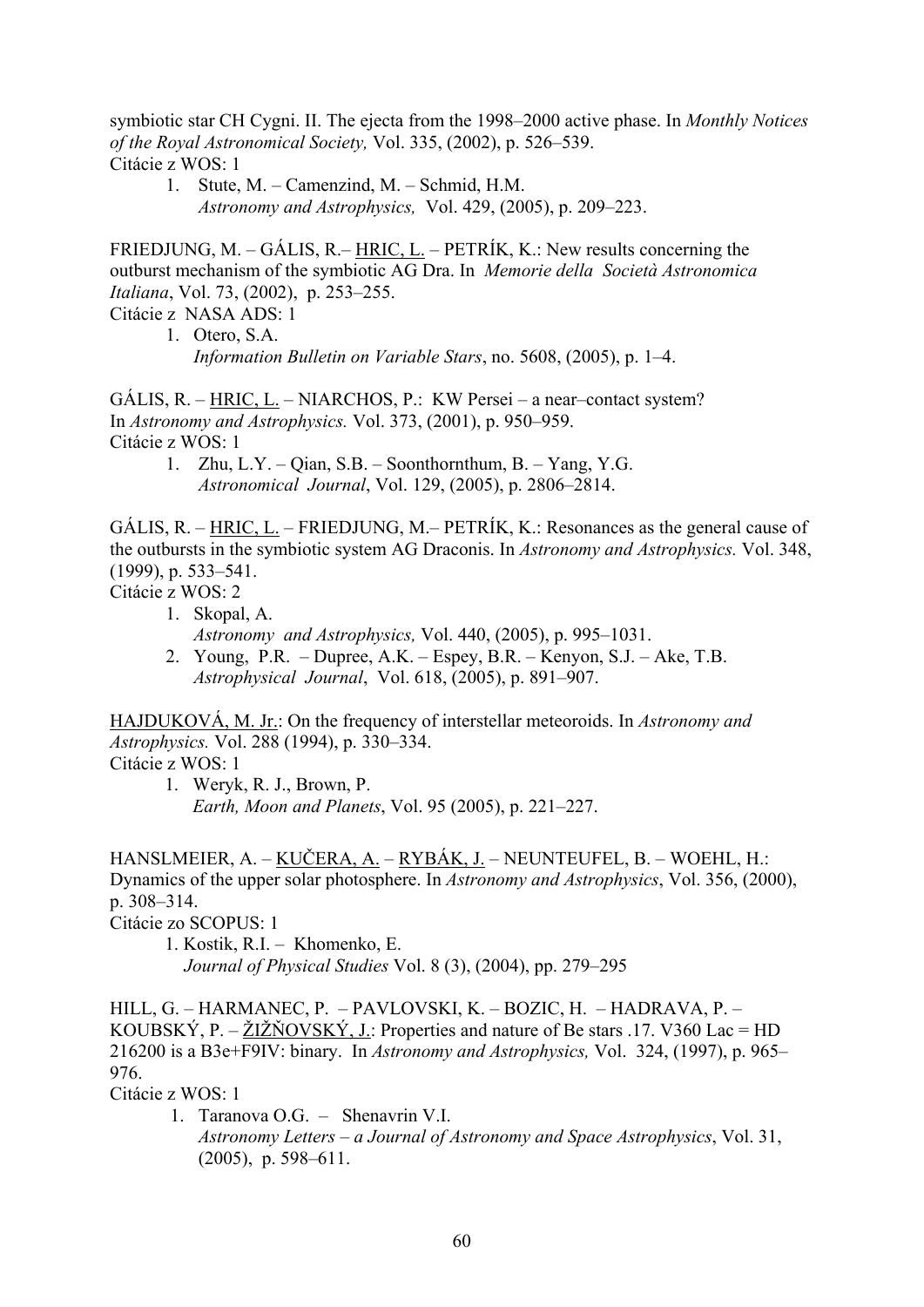symbiotic star CH Cygni. II. The ejecta from the 1998–2000 active phase. In *Monthly Notices of the Royal Astronomical Society,* Vol. 335, (2002), p. 526–539.
Citácie z WOS: 1

1. Stute, M. – Camenzind, M. – Schmid, H.M.
   *Astronomy and Astrophysics,* Vol. 429, (2005), p. 209–223.

FRIEDJUNG, M. – GÁLIS, R.– <u>HRIC, L.</u> – PETRÍK, K.: New results concerning the outburst mechanism of the symbiotic AG Dra. In *Memorie della Società Astronomica Italiana*, Vol. 73, (2002), p. 253–255.
Citácie z NASA ADS: 1

1. Otero, S.A.
   *Information Bulletin on Variable Stars*, no. 5608, (2005), p. 1–4.

GÁLIS, R. – <u>HRIC, L.</u> – NIARCHOS, P.: KW Persei – a near–contact system? In *Astronomy and Astrophysics.* Vol. 373, (2001), p. 950–959.
Citácie z WOS: 1

1. Zhu, L.Y. – Qian, S.B. – Soonthornthum, B. – Yang, Y.G.
   *Astronomical Journal*, Vol. 129, (2005), p. 2806–2814.

GÁLIS, R. – <u>HRIC, L.</u> – FRIEDJUNG, M.– PETRÍK, K.: Resonances as the general cause of the outbursts in the symbiotic system AG Draconis. In *Astronomy and Astrophysics.* Vol. 348, (1999), p. 533–541.
Citácie z WOS: 2

1. Skopal, A.
   *Astronomy and Astrophysics,* Vol. 440, (2005), p. 995–1031.
2. Young, P.R. – Dupree, A.K. – Espey, B.R. – Kenyon, S.J. – Ake, T.B.
   *Astrophysical Journal*, Vol. 618, (2005), p. 891–907.

<u>HAJDUKOVÁ, M. Jr.</u>: On the frequency of interstellar meteoroids. In *Astronomy and Astrophysics.* Vol. 288 (1994), p. 330–334.
Citácie z WOS: 1

1. Weryk, R. J., Brown, P.
   *Earth, Moon and Planets*, Vol. 95 (2005), p. 221–227.

HANSLMEIER, A. – <u>KUČERA, A.</u> – <u>RYBÁK, J.</u> – NEUNTEUFEL, B. – WOEHL, H.: Dynamics of the upper solar photosphere. In *Astronomy and Astrophysics*, Vol. 356, (2000), p. 308–314.
Citácie zo SCOPUS: 1

1. Kostik, R.I. – Khomenko, E.
   *Journal of Physical Studies* Vol. 8 (3), (2004), pp. 279–295

HILL, G. – HARMANEC, P. – PAVLOVSKI, K. – BOZIC, H. – HADRAVA, P. – KOUBSKÝ, P. – <u>ŽIŽŇOVSKÝ, J.</u>: Properties and nature of Be stars .17. V360 Lac = HD 216200 is a B3e+F9IV: binary. In *Astronomy and Astrophysics,* Vol. 324, (1997), p. 965–976.
Citácie z WOS: 1

1. Taranova O.G. – Shenavrin V.I.
   *Astronomy Letters – a Journal of Astronomy and Space Astrophysics*, Vol. 31, (2005), p. 598–611.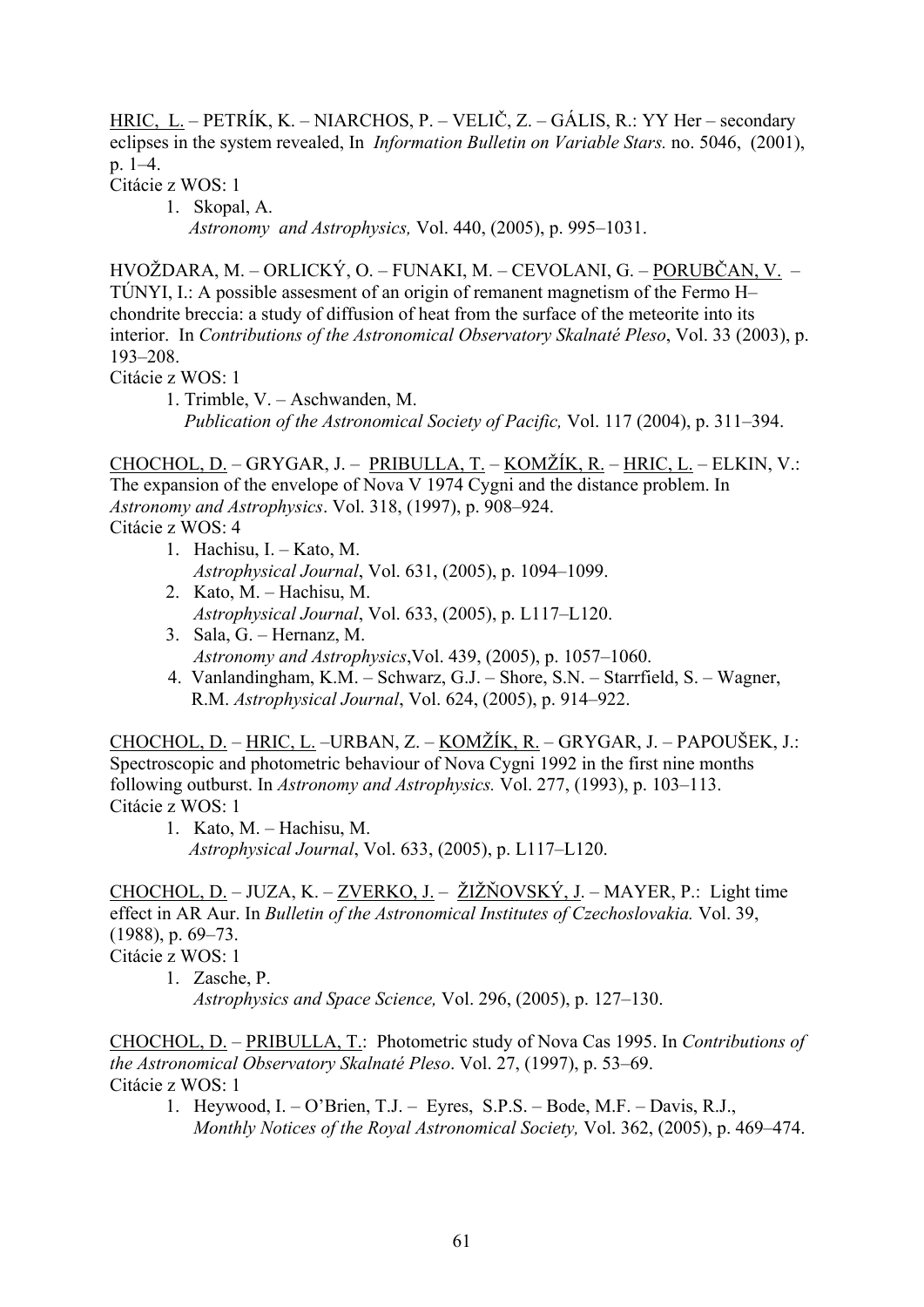HRIC, L. – PETRÍK, K. – NIARCHOS, P. – VELIČ, Z. – GÁLIS, R.: YY Her – secondary eclipses in the system revealed, In *Information Bulletin on Variable Stars.* no. 5046, (2001), p. 1–4.

Citácie z WOS: 1

1. Skopal, A.
   *Astronomy and Astrophysics,* Vol. 440, (2005), p. 995–1031.

HVOŽDARA, M. – ORLICKÝ, O. – FUNAKI, M. – CEVOLANI, G. – PORUBČAN, V. – TÚNYI, I.: A possible assesment of an origin of remanent magnetism of the Fermo H–chondrite breccia: a study of diffusion of heat from the surface of the meteorite into its interior. In *Contributions of the Astronomical Observatory Skalnaté Pleso*, Vol. 33 (2003), p. 193–208.

Citácie z WOS: 1

1. Trimble, V. – Aschwanden, M.
   *Publication of the Astronomical Society of Pacific,* Vol. 117 (2004), p. 311–394.

CHOCHOL, D. – GRYGAR, J. – PRIBULLA, T. – KOMŽÍK, R. – HRIC, L. – ELKIN, V.: The expansion of the envelope of Nova V 1974 Cygni and the distance problem. In *Astronomy and Astrophysics*. Vol. 318, (1997), p. 908–924.

Citácie z WOS: 4

1. Hachisu, I. – Kato, M.
   *Astrophysical Journal*, Vol. 631, (2005), p. 1094–1099.
2. Kato, M. – Hachisu, M.
   *Astrophysical Journal*, Vol. 633, (2005), p. L117–L120.
3. Sala, G. – Hernanz, M.
   *Astronomy and Astrophysics*,Vol. 439, (2005), p. 1057–1060.
4. Vanlandingham, K.M. – Schwarz, G.J. – Shore, S.N. – Starrfield, S. – Wagner, R.M. *Astrophysical Journal*, Vol. 624, (2005), p. 914–922.

CHOCHOL, D. – HRIC, L. –URBAN, Z. – KOMŽÍK, R. – GRYGAR, J. – PAPOUŠEK, J.: Spectroscopic and photometric behaviour of Nova Cygni 1992 in the first nine months following outburst. In *Astronomy and Astrophysics.* Vol. 277, (1993), p. 103–113.

Citácie z WOS: 1

1. Kato, M. – Hachisu, M.
   *Astrophysical Journal*, Vol. 633, (2005), p. L117–L120.

CHOCHOL, D. – JUZA, K. – ZVERKO, J. – ŽIŽŇOVSKÝ, J. – MAYER, P.: Light time effect in AR Aur. In *Bulletin of the Astronomical Institutes of Czechoslovakia.* Vol. 39, (1988), p. 69–73.

Citácie z WOS: 1

1. Zasche, P.
   *Astrophysics and Space Science,* Vol. 296, (2005), p. 127–130.

CHOCHOL, D. – PRIBULLA, T.: Photometric study of Nova Cas 1995. In *Contributions of the Astronomical Observatory Skalnaté Pleso*. Vol. 27, (1997), p. 53–69.

Citácie z WOS: 1

1. Heywood, I. – O'Brien, T.J. – Eyres, S.P.S. – Bode, M.F. – Davis, R.J., *Monthly Notices of the Royal Astronomical Society,* Vol. 362, (2005), p. 469–474.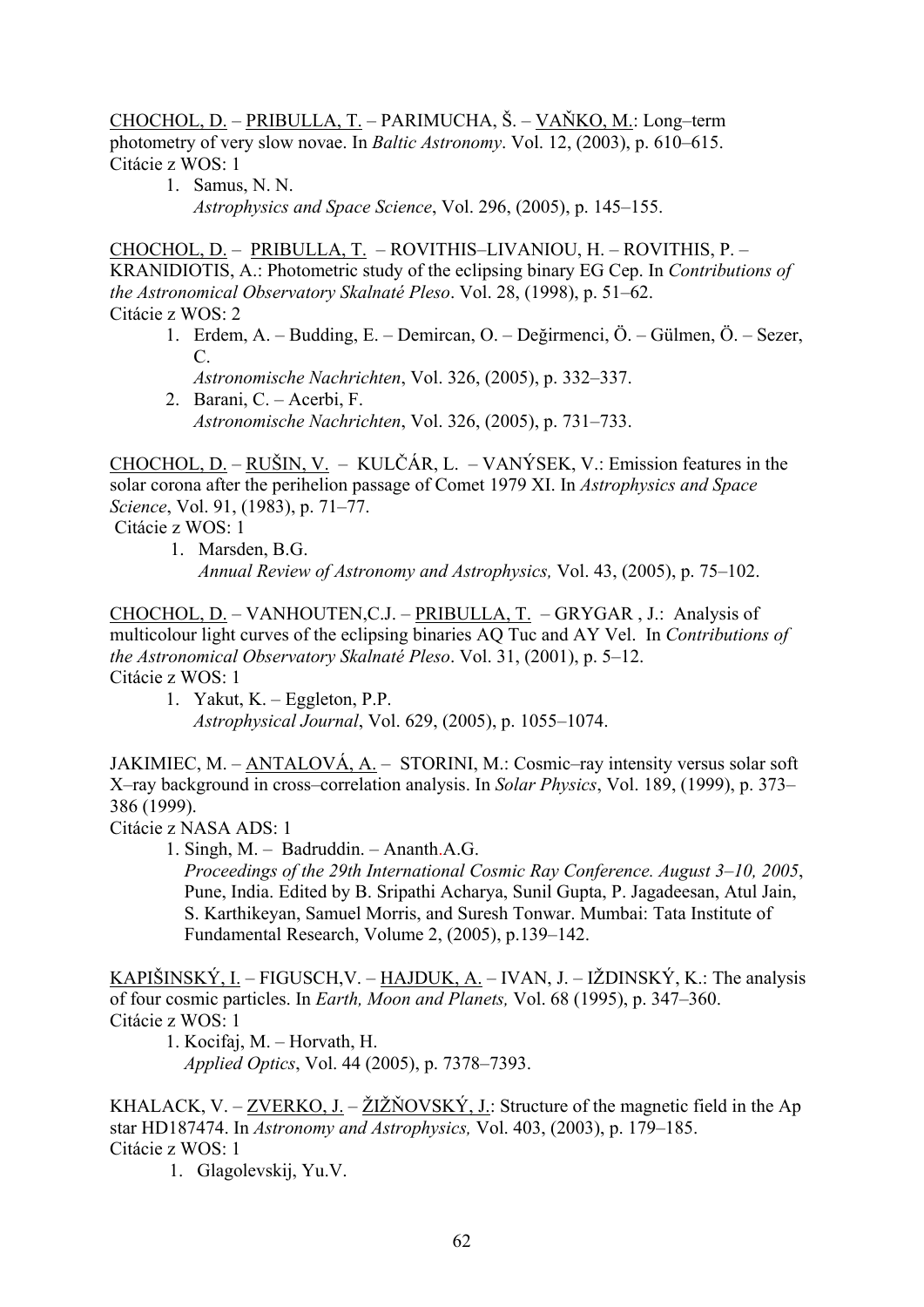<u>CHOCHOL, D.</u> – <u>PRIBULLA, T.</u> – PARIMUCHA, Š. – <u>VAŇKO, M.</u>: Long–term photometry of very slow novae. In *Baltic Astronomy*. Vol. 12, (2003), p. 610–615.
Citácie z WOS: 1

1. Samus, N. N.
   *Astrophysics and Space Science*, Vol. 296, (2005), p. 145–155.

<u>CHOCHOL, D.</u> – <u>PRIBULLA, T.</u> – ROVITHIS–LIVANIOU, H. – ROVITHIS, P. – KRANIDIOTIS, A.: Photometric study of the eclipsing binary EG Cep. In *Contributions of the Astronomical Observatory Skalnaté Pleso*. Vol. 28, (1998), p. 51–62.
Citácie z WOS: 2

1. Erdem, A. – Budding, E. – Demircan, O. – Değirmenci, Ö. – Gülmen, Ö. – Sezer, C.
   *Astronomische Nachrichten*, Vol. 326, (2005), p. 332–337.
2. Barani, C. – Acerbi, F.
   *Astronomische Nachrichten*, Vol. 326, (2005), p. 731–733.

<u>CHOCHOL, D.</u> – <u>RUŠIN, V.</u> – KULČÁR, L. – VANÝSEK, V.: Emission features in the solar corona after the perihelion passage of Comet 1979 XI. In *Astrophysics and Space Science*, Vol. 91, (1983), p. 71–77.
Citácie z WOS: 1

1. Marsden, B.G.
   *Annual Review of Astronomy and Astrophysics,* Vol. 43, (2005), p. 75–102.

<u>CHOCHOL, D.</u> – VANHOUTEN,C.J. – <u>PRIBULLA, T.</u> – GRYGAR , J.: Analysis of multicolour light curves of the eclipsing binaries AQ Tuc and AY Vel. In *Contributions of the Astronomical Observatory Skalnaté Pleso*. Vol. 31, (2001), p. 5–12.
Citácie z WOS: 1

1. Yakut, K. – Eggleton, P.P.
   *Astrophysical Journal*, Vol. 629, (2005), p. 1055–1074.

JAKIMIEC, M. – <u>ANTALOVÁ, A.</u> – STORINI, M.: Cosmic–ray intensity versus solar soft X–ray background in cross–correlation analysis. In *Solar Physics*, Vol. 189, (1999), p. 373–386 (1999).
Citácie z NASA ADS: 1

1. Singh, M. – Badruddin. – Ananth.A.G.
   *Proceedings of the 29th International Cosmic Ray Conference. August 3–10, 2005*, Pune, India. Edited by B. Sripathi Acharya, Sunil Gupta, P. Jagadeesan, Atul Jain, S. Karthikeyan, Samuel Morris, and Suresh Tonwar. Mumbai: Tata Institute of Fundamental Research, Volume 2, (2005), p.139–142.

<u>KAPIŠINSKÝ, I.</u> – FIGUSCH,V. – <u>HAJDUK, A.</u> – IVAN, J. – IŽDINSKÝ, K.: The analysis of four cosmic particles. In *Earth, Moon and Planets,* Vol. 68 (1995), p. 347–360.
Citácie z WOS: 1

1. Kocifaj, M. – Horvath, H.
   *Applied Optics*, Vol. 44 (2005), p. 7378–7393.

KHALACK, V. – <u>ZVERKO, J.</u> – <u>ŽIŽŇOVSKÝ, J.</u>: Structure of the magnetic field in the Ap star HD187474. In *Astronomy and Astrophysics,* Vol. 403, (2003), p. 179–185.
Citácie z WOS: 1

1. Glagolevskij, Yu.V.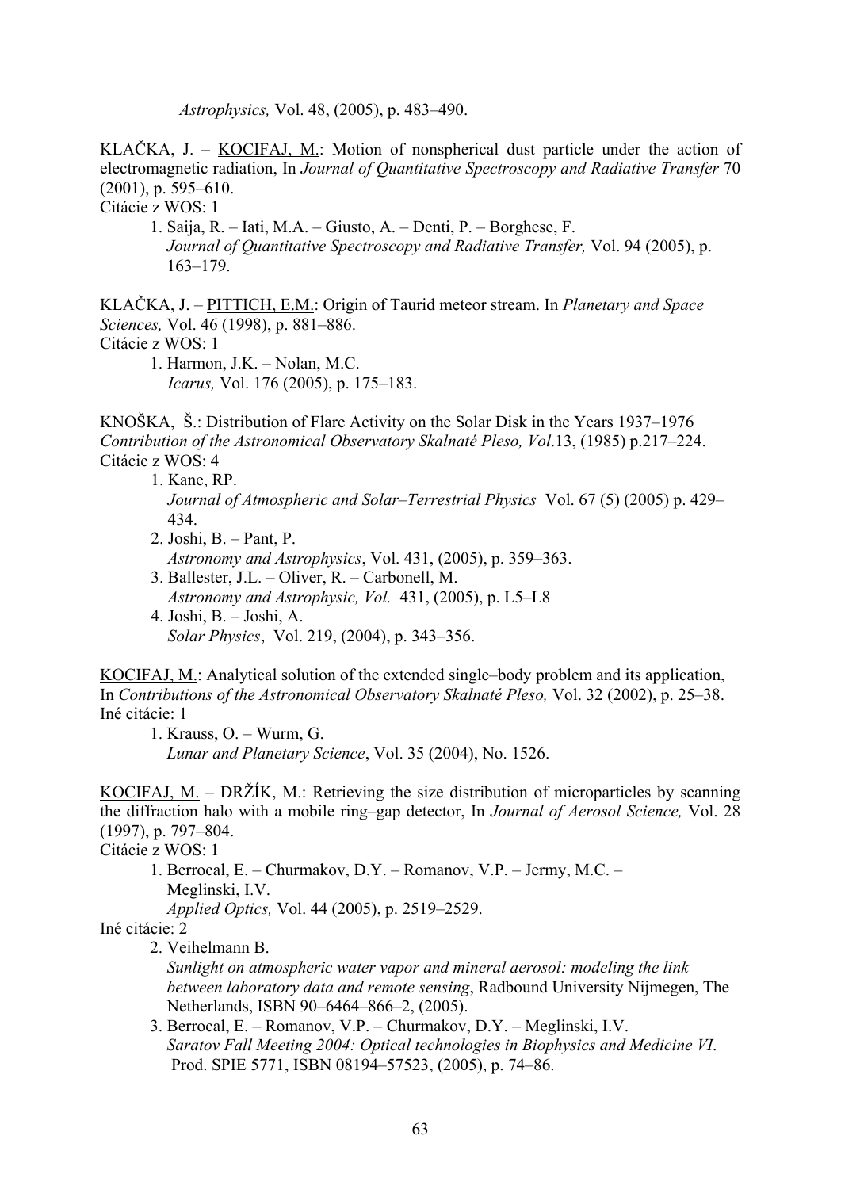*Astrophysics,* Vol. 48, (2005), p. 483–490.

KLAČKA, J. – KOCIFAJ, M.: Motion of nonspherical dust particle under the action of electromagnetic radiation, In *Journal of Quantitative Spectroscopy and Radiative Transfer* 70 (2001), p. 595–610.
Citácie z WOS: 1

1. Saija, R. – Iati, M.A. – Giusto, A. – Denti, P. – Borghese, F.
   *Journal of Quantitative Spectroscopy and Radiative Transfer,* Vol. 94 (2005), p. 163–179.

KLAČKA, J. – PITTICH, E.M.: Origin of Taurid meteor stream. In *Planetary and Space Sciences,* Vol. 46 (1998), p. 881–886.
Citácie z WOS: 1

1. Harmon, J.K. – Nolan, M.C.
   *Icarus,* Vol. 176 (2005), p. 175–183.

KNOŠKA, Š.: Distribution of Flare Activity on the Solar Disk in the Years 1937–1976 *Contribution of the Astronomical Observatory Skalnaté Pleso, Vol*.13, (1985) p.217–224.
Citácie z WOS: 4

1. Kane, RP.
   *Journal of Atmospheric and Solar–Terrestrial Physics* Vol. 67 (5) (2005) p. 429–434.
2. Joshi, B. – Pant, P.
   *Astronomy and Astrophysics*, Vol. 431, (2005), p. 359–363.
3. Ballester, J.L. – Oliver, R. – Carbonell, M.
   *Astronomy and Astrophysic, Vol.* 431, (2005), p. L5–L8
4. Joshi, B. – Joshi, A.
   *Solar Physics*, Vol. 219, (2004), p. 343–356.

KOCIFAJ, M.: Analytical solution of the extended single–body problem and its application, In *Contributions of the Astronomical Observatory Skalnaté Pleso,* Vol. 32 (2002), p. 25–38.
Iné citácie: 1

1. Krauss, O. – Wurm, G.
   *Lunar and Planetary Science*, Vol. 35 (2004), No. 1526.

KOCIFAJ, M. – DRŽÍK, M.: Retrieving the size distribution of microparticles by scanning the diffraction halo with a mobile ring–gap detector, In *Journal of Aerosol Science,* Vol. 28 (1997), p. 797–804.
Citácie z WOS: 1

1. Berrocal, E. – Churmakov, D.Y. – Romanov, V.P. – Jermy, M.C. – Meglinski, I.V.
   *Applied Optics,* Vol. 44 (2005), p. 2519–2529.

Iné citácie: 2

2. Veihelmann B.
   *Sunlight on atmospheric water vapor and mineral aerosol: modeling the link between laboratory data and remote sensing*, Radbound University Nijmegen, The Netherlands, ISBN 90–6464–866–2, (2005).
3. Berrocal, E. – Romanov, V.P. – Churmakov, D.Y. – Meglinski, I.V.
   *Saratov Fall Meeting 2004: Optical technologies in Biophysics and Medicine VI*. Prod. SPIE 5771, ISBN 08194–57523, (2005), p. 74–86.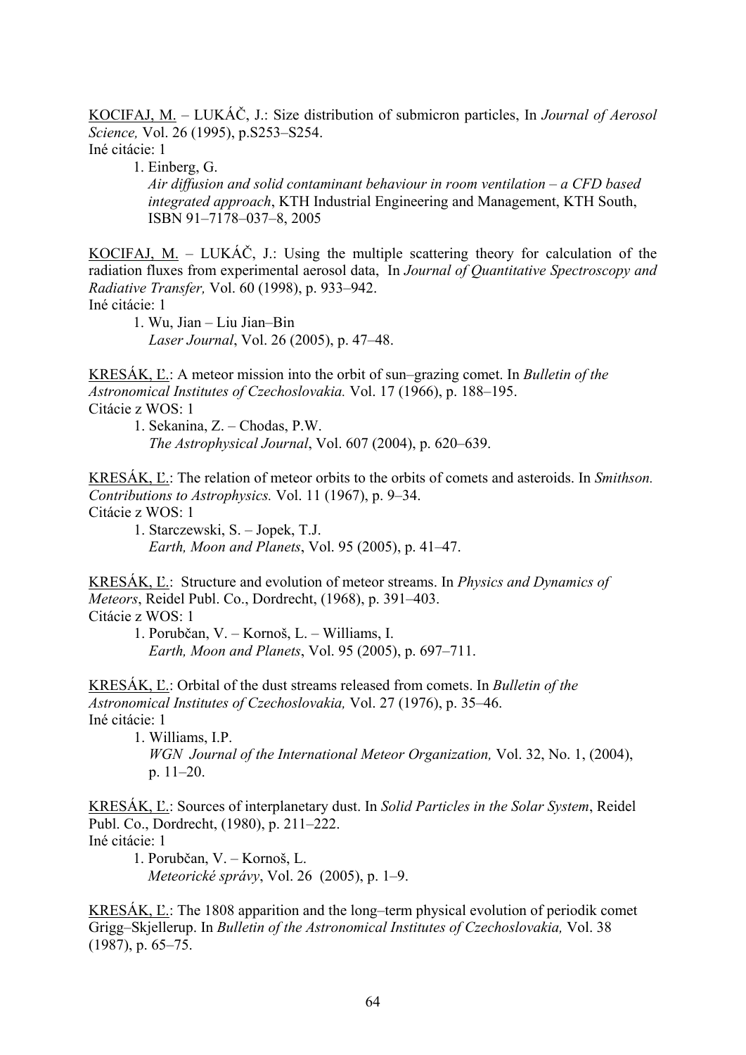<u>KOCIFAJ, M.</u> – LUKÁČ, J.: Size distribution of submicron particles, In *Journal of Aerosol Science,* Vol. 26 (1995), p.S253–S254.
Iné citácie: 1

1. Einberg, G.
   *Air diffusion and solid contaminant behaviour in room ventilation – a CFD based integrated approach*, KTH Industrial Engineering and Management, KTH South, ISBN 91–7178–037–8, 2005

<u>KOCIFAJ, M.</u> – LUKÁČ, J.: Using the multiple scattering theory for calculation of the radiation fluxes from experimental aerosol data, In *Journal of Quantitative Spectroscopy and Radiative Transfer,* Vol. 60 (1998), p. 933–942.
Iné citácie: 1

1. Wu, Jian – Liu Jian–Bin
   *Laser Journal*, Vol. 26 (2005), p. 47–48.

<u>KRESÁK, Ľ.</u>: A meteor mission into the orbit of sun–grazing comet. In *Bulletin of the Astronomical Institutes of Czechoslovakia.* Vol. 17 (1966), p. 188–195.
Citácie z WOS: 1

1. Sekanina, Z. – Chodas, P.W.
   *The Astrophysical Journal*, Vol. 607 (2004), p. 620–639.

<u>KRESÁK, Ľ.</u>: The relation of meteor orbits to the orbits of comets and asteroids. In *Smithson. Contributions to Astrophysics.* Vol. 11 (1967), p. 9–34.
Citácie z WOS: 1

1. Starczewski, S. – Jopek, T.J.
   *Earth, Moon and Planets*, Vol. 95 (2005), p. 41–47.

<u>KRESÁK, Ľ.</u>: Structure and evolution of meteor streams. In *Physics and Dynamics of Meteors*, Reidel Publ. Co., Dordrecht, (1968), p. 391–403.
Citácie z WOS: 1

1. Porubčan, V. – Kornoš, L. – Williams, I.
   *Earth, Moon and Planets*, Vol. 95 (2005), p. 697–711.

<u>KRESÁK, Ľ.</u>: Orbital of the dust streams released from comets. In *Bulletin of the Astronomical Institutes of Czechoslovakia,* Vol. 27 (1976), p. 35–46.
Iné citácie: 1

1. Williams, I.P.
   *WGN Journal of the International Meteor Organization,* Vol. 32, No. 1, (2004), p. 11–20.

<u>KRESÁK, Ľ.</u>: Sources of interplanetary dust. In *Solid Particles in the Solar System*, Reidel Publ. Co., Dordrecht, (1980), p. 211–222.
Iné citácie: 1

1. Porubčan, V. – Kornoš, L.
   *Meteorické správy*, Vol. 26 (2005), p. 1–9.

<u>KRESÁK, Ľ.</u>: The 1808 apparition and the long–term physical evolution of periodik comet Grigg–Skjellerup. In *Bulletin of the Astronomical Institutes of Czechoslovakia,* Vol. 38 (1987), p. 65–75.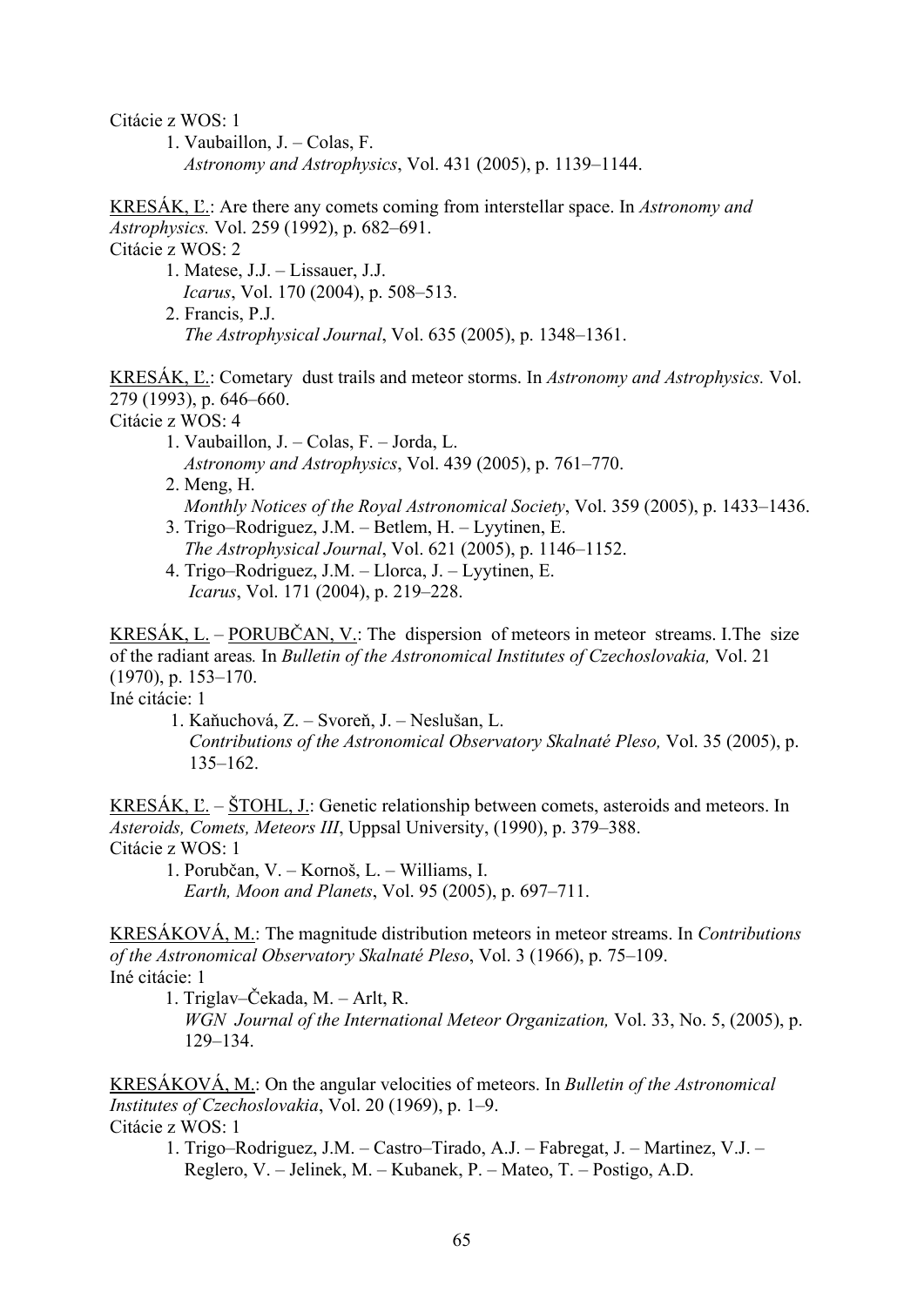Citácie z WOS: 1

1. Vaubaillon, J. – Colas, F.
   *Astronomy and Astrophysics*, Vol. 431 (2005), p. 1139–1144.

<u>KRESÁK, Ľ.</u>: Are there any comets coming from interstellar space. In *Astronomy and Astrophysics.* Vol. 259 (1992), p. 682–691.
Citácie z WOS: 2

1. Matese, J.J. – Lissauer, J.J.
   *Icarus*, Vol. 170 (2004), p. 508–513.
2. Francis, P.J.
   *The Astrophysical Journal*, Vol. 635 (2005), p. 1348–1361.

<u>KRESÁK, Ľ.</u>: Cometary dust trails and meteor storms. In *Astronomy and Astrophysics.* Vol. 279 (1993), p. 646–660.
Citácie z WOS: 4

1. Vaubaillon, J. – Colas, F. – Jorda, L.
   *Astronomy and Astrophysics*, Vol. 439 (2005), p. 761–770.
2. Meng, H.
   *Monthly Notices of the Royal Astronomical Society*, Vol. 359 (2005), p. 1433–1436.
3. Trigo–Rodriguez, J.M. – Betlem, H. – Lyytinen, E.
   *The Astrophysical Journal*, Vol. 621 (2005), p. 1146–1152.
4. Trigo–Rodriguez, J.M. – Llorca, J. – Lyytinen, E.
   *Icarus*, Vol. 171 (2004), p. 219–228.

<u>KRESÁK, L.</u> – <u>PORUBČAN, V.</u>: The dispersion of meteors in meteor streams. I.The size of the radiant areas*.* In *Bulletin of the Astronomical Institutes of Czechoslovakia,* Vol. 21 (1970), p. 153–170.
Iné citácie: 1

1. Kaňuchová, Z. – Svoreň, J. – Neslušan, L.
   *Contributions of the Astronomical Observatory Skalnaté Pleso,* Vol. 35 (2005), p. 135–162.

<u>KRESÁK, Ľ.</u> – <u>ŠTOHL, J.</u>: Genetic relationship between comets, asteroids and meteors. In *Asteroids, Comets, Meteors III*, Uppsal University, (1990), p. 379–388.
Citácie z WOS: 1

1. Porubčan, V. – Kornoš, L. – Williams, I.
   *Earth, Moon and Planets*, Vol. 95 (2005), p. 697–711.

<u>KRESÁKOVÁ, M.</u>: The magnitude distribution meteors in meteor streams. In *Contributions of the Astronomical Observatory Skalnaté Pleso*, Vol. 3 (1966), p. 75–109.
Iné citácie: 1

1. Triglav–Čekada, M. – Arlt, R.
   *WGN Journal of the International Meteor Organization,* Vol. 33, No. 5, (2005), p. 129–134.

<u>KRESÁKOVÁ, M.</u>: On the angular velocities of meteors. In *Bulletin of the Astronomical Institutes of Czechoslovakia*, Vol. 20 (1969), p. 1–9.
Citácie z WOS: 1

1. Trigo–Rodriguez, J.M. – Castro–Tirado, A.J. – Fabregat, J. – Martinez, V.J. – Reglero, V. – Jelinek, M. – Kubanek, P. – Mateo, T. – Postigo, A.D.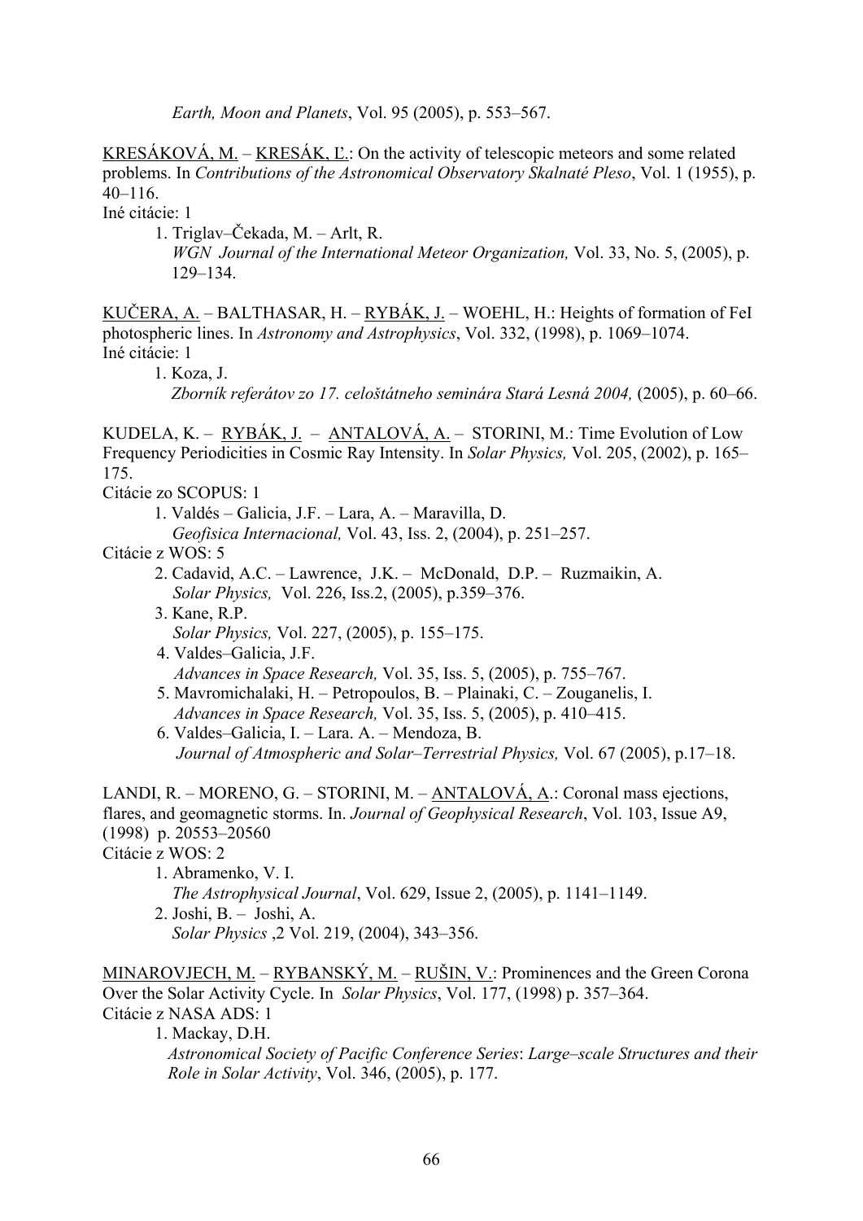*Earth, Moon and Planets*, Vol. 95 (2005), p. 553–567.

<u>KRESÁKOVÁ, M.</u> – <u>KRESÁK, Ľ.</u>: On the activity of telescopic meteors and some related problems. In *Contributions of the Astronomical Observatory Skalnaté Pleso*, Vol. 1 (1955), p. 40–116.
Iné citácie: 1

1. Triglav–Čekada, M. – Arlt, R.
   *WGN Journal of the International Meteor Organization,* Vol. 33, No. 5, (2005), p. 129–134.

<u>KUČERA, A.</u> – BALTHASAR, H. – <u>RYBÁK, J.</u> – WOEHL, H.: Heights of formation of FeI photospheric lines. In *Astronomy and Astrophysics*, Vol. 332, (1998), p. 1069–1074.
Iné citácie: 1

1. Koza, J.
   *Zborník referátov zo 17. celoštátneho seminára Stará Lesná 2004,* (2005), p. 60–66.

KUDELA, K. – <u>RYBÁK, J.</u> – <u>ANTALOVÁ, A.</u> – STORINI, M.: Time Evolution of Low Frequency Periodicities in Cosmic Ray Intensity. In *Solar Physics,* Vol. 205, (2002), p. 165–175.
Citácie zo SCOPUS: 1

1. Valdés – Galicia, J.F. – Lara, A. – Maravilla, D.
   *Geofisica Internacional,* Vol. 43, Iss. 2, (2004), p. 251–257.

Citácie z WOS: 5

2. Cadavid, A.C. – Lawrence, J.K. – McDonald, D.P. – Ruzmaikin, A.
   *Solar Physics,* Vol. 226, Iss.2, (2005), p.359–376.
3. Kane, R.P.
   *Solar Physics,* Vol. 227, (2005), p. 155–175.
4. Valdes–Galicia, J.F.
   *Advances in Space Research,* Vol. 35, Iss. 5, (2005), p. 755–767.
5. Mavromichalaki, H. – Petropoulos, B. – Plainaki, C. – Zouganelis, I.
   *Advances in Space Research,* Vol. 35, Iss. 5, (2005), p. 410–415.
6. Valdes–Galicia, I. – Lara. A. – Mendoza, B.
   *Journal of Atmospheric and Solar–Terrestrial Physics,* Vol. 67 (2005), p.17–18.

LANDI, R. – MORENO, G. – STORINI, M. – <u>ANTALOVÁ, A.</u>: Coronal mass ejections, flares, and geomagnetic storms. In. *Journal of Geophysical Research*, Vol. 103, Issue A9, (1998) p. 20553–20560
Citácie z WOS: 2

1. Abramenko, V. I.
   *The Astrophysical Journal*, Vol. 629, Issue 2, (2005), p. 1141–1149.
2. Joshi, B. – Joshi, A.
   *Solar Physics* ,2 Vol. 219, (2004), 343–356.

<u>MINAROVJECH, M.</u> – <u>RYBANSKÝ, M.</u> – <u>RUŠIN, V.</u>: Prominences and the Green Corona Over the Solar Activity Cycle. In *Solar Physics*, Vol. 177, (1998) p. 357–364.
Citácie z NASA ADS: 1

1. Mackay, D.H.
   *Astronomical Society of Pacific Conference Series*: *Large–scale Structures and their Role in Solar Activity*, Vol. 346, (2005), p. 177.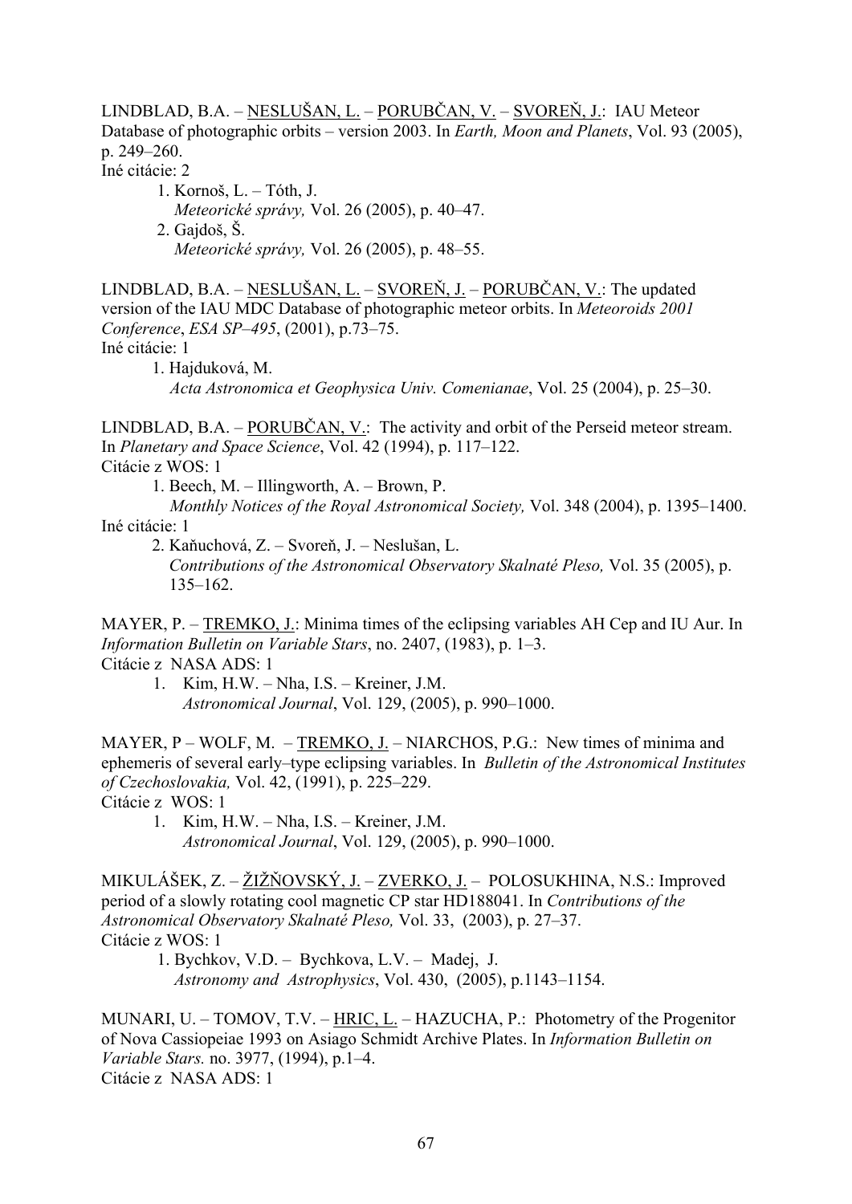LINDBLAD, B.A. – <u>NESLUŠAN, L.</u> – <u>PORUBČAN, V.</u> – <u>SVOREŇ, J.</u>: IAU Meteor Database of photographic orbits – version 2003. In *Earth, Moon and Planets*, Vol. 93 (2005), p. 249–260.

Iné citácie: 2

1. Kornoš, L. – Tóth, J.
   *Meteorické správy,* Vol. 26 (2005), p. 40–47.
2. Gajdoš, Š.
   *Meteorické správy,* Vol. 26 (2005), p. 48–55.

LINDBLAD, B.A. – <u>NESLUŠAN, L.</u> – <u>SVOREŇ, J.</u> – <u>PORUBČAN, V.</u>: The updated version of the IAU MDC Database of photographic meteor orbits. In *Meteoroids 2001 Conference*, *ESA SP–495*, (2001), p.73–75.

Iné citácie: 1

1. Hajduková, M.
   *Acta Astronomica et Geophysica Univ. Comenianae*, Vol. 25 (2004), p. 25–30.

LINDBLAD, B.A. – <u>PORUBČAN, V.</u>: The activity and orbit of the Perseid meteor stream. In *Planetary and Space Science*, Vol. 42 (1994), p. 117–122.

Citácie z WOS: 1

1. Beech, M. – Illingworth, A. – Brown, P.
   *Monthly Notices of the Royal Astronomical Society,* Vol. 348 (2004), p. 1395–1400.

Iné citácie: 1

2. Kaňuchová, Z. – Svoreň, J. – Neslušan, L.
   *Contributions of the Astronomical Observatory Skalnaté Pleso,* Vol. 35 (2005), p. 135–162.

MAYER, P. – <u>TREMKO, J.</u>: Minima times of the eclipsing variables AH Cep and IU Aur. In *Information Bulletin on Variable Stars*, no. 2407, (1983), p. 1–3.

Citácie z NASA ADS: 1

1. Kim, H.W. – Nha, I.S. – Kreiner, J.M.
   *Astronomical Journal*, Vol. 129, (2005), p. 990–1000.

MAYER, P – WOLF, M. – <u>TREMKO, J.</u> – NIARCHOS, P.G.: New times of minima and ephemeris of several early–type eclipsing variables. In *Bulletin of the Astronomical Institutes of Czechoslovakia,* Vol. 42, (1991), p. 225–229.

Citácie z WOS: 1

1. Kim, H.W. – Nha, I.S. – Kreiner, J.M.
   *Astronomical Journal*, Vol. 129, (2005), p. 990–1000.

MIKULÁŠEK, Z. – <u>ŽIŽŇOVSKÝ, J.</u> – <u>ZVERKO, J.</u> – POLOSUKHINA, N.S.: Improved period of a slowly rotating cool magnetic CP star HD188041. In *Contributions of the Astronomical Observatory Skalnaté Pleso,* Vol. 33, (2003), p. 27–37.

Citácie z WOS: 1

1. Bychkov, V.D. – Bychkova, L.V. – Madej, J.
   *Astronomy and Astrophysics*, Vol. 430, (2005), p.1143–1154.

MUNARI, U. – TOMOV, T.V. – <u>HRIC, L.</u> – HAZUCHA, P.: Photometry of the Progenitor of Nova Cassiopeiae 1993 on Asiago Schmidt Archive Plates. In *Information Bulletin on Variable Stars.* no. 3977, (1994), p.1–4.

Citácie z NASA ADS: 1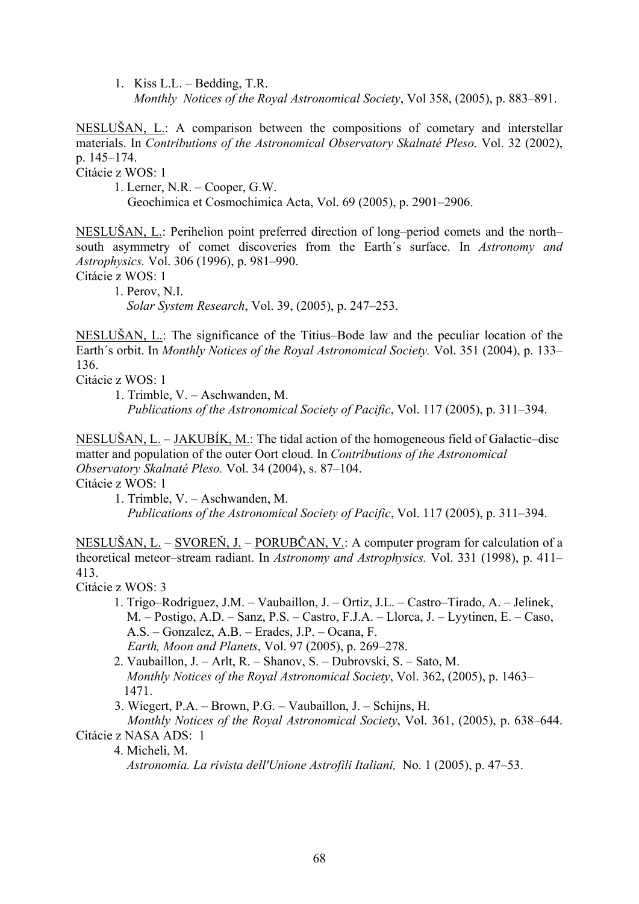1. Kiss L.L. – Bedding, T.R.
   *Monthly Notices of the Royal Astronomical Society*, Vol 358, (2005), p. 883–891.

<u>NESLUŠAN, L.</u>: A comparison between the compositions of cometary and interstellar materials. In *Contributions of the Astronomical Observatory Skalnaté Pleso.* Vol. 32 (2002), p. 145–174.

Citácie z WOS: 1

1. Lerner, N.R. – Cooper, G.W.
   Geochimica et Cosmochimica Acta, Vol. 69 (2005), p. 2901–2906.

<u>NESLUŠAN, L.</u>: Perihelion point preferred direction of long–period comets and the north–south asymmetry of comet discoveries from the Earth´s surface. In *Astronomy and Astrophysics.* Vol. 306 (1996), p. 981–990.

Citácie z WOS: 1

1. Perov, N.I.
   *Solar System Research*, Vol. 39, (2005), p. 247–253.

<u>NESLUŠAN, L.</u>: The significance of the Titius–Bode law and the peculiar location of the Earth´s orbit. In *Monthly Notices of the Royal Astronomical Society.* Vol. 351 (2004), p. 133–136.

Citácie z WOS: 1

1. Trimble, V. – Aschwanden, M.
   *Publications of the Astronomical Society of Pacific*, Vol. 117 (2005), p. 311–394.

<u>NESLUŠAN, L.</u> – <u>JAKUBÍK, M.</u>: The tidal action of the homogeneous field of Galactic–disc matter and population of the outer Oort cloud. In *Contributions of the Astronomical Observatory Skalnaté Pleso.* Vol. 34 (2004), s. 87–104.

Citácie z WOS: 1

1. Trimble, V. – Aschwanden, M.
   *Publications of the Astronomical Society of Pacific*, Vol. 117 (2005), p. 311–394.

<u>NESLUŠAN, L.</u> – <u>SVOREŇ, J.</u> – <u>PORUBČAN, V.</u>: A computer program for calculation of a theoretical meteor–stream radiant. In *Astronomy and Astrophysics.* Vol. 331 (1998), p. 411–413.

Citácie z WOS: 3

1. Trigo–Rodriguez, J.M. – Vaubaillon, J. – Ortiz, J.L. – Castro–Tirado, A. – Jelinek, M. – Postigo, A.D. – Sanz, P.S. – Castro, F.J.A. – Llorca, J. – Lyytinen, E. – Caso, A.S. – Gonzalez, A.B. – Erades, J.P. – Ocana, F.
   *Earth, Moon and Planets*, Vol. 97 (2005), p. 269–278.
2. Vaubaillon, J. – Arlt, R. – Shanov, S. – Dubrovski, S. – Sato, M.
   *Monthly Notices of the Royal Astronomical Society*, Vol. 362, (2005), p. 1463–1471.
3. Wiegert, P.A. – Brown, P.G. – Vaubaillon, J. – Schijns, H.
   *Monthly Notices of the Royal Astronomical Society*, Vol. 361, (2005), p. 638–644.

Citácie z NASA ADS: 1

4. Micheli, M.
   *Astronomia. La rivista dell'Unione Astrofili Italiani,* No. 1 (2005), p. 47–53.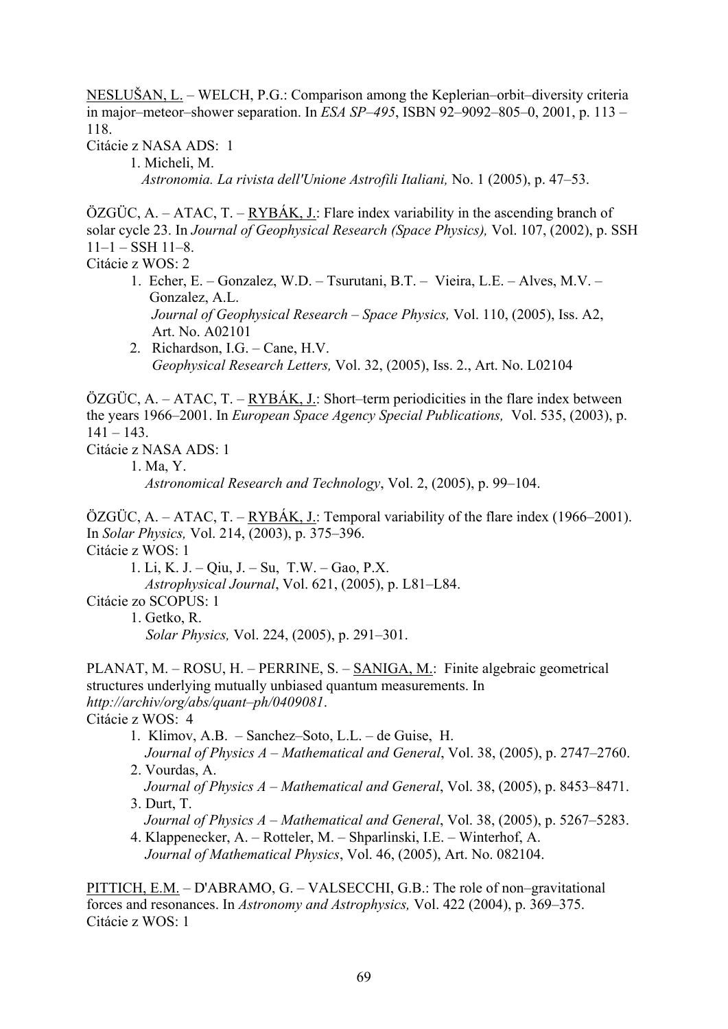<u>NESLUŠAN, L.</u> – WELCH, P.G.: Comparison among the Keplerian–orbit–diversity criteria in major–meteor–shower separation. In *ESA SP–495*, ISBN 92–9092–805–0, 2001, p. 113 – 118.

Citácie z NASA ADS: 1

1. Micheli, M.
   *Astronomia. La rivista dell'Unione Astrofili Italiani,* No. 1 (2005), p. 47–53.

ÖZGÜC, A. – ATAC, T. – <u>RYBÁK, J.</u>: Flare index variability in the ascending branch of solar cycle 23. In *Journal of Geophysical Research (Space Physics),* Vol. 107, (2002), p. SSH 11–1 – SSH 11–8.

Citácie z WOS: 2

1. Echer, E. – Gonzalez, W.D. – Tsurutani, B.T. – Vieira, L.E. – Alves, M.V. – Gonzalez, A.L.
   *Journal of Geophysical Research – Space Physics,* Vol. 110, (2005), Iss. A2, Art. No. A02101
2. Richardson, I.G. – Cane, H.V.
   *Geophysical Research Letters,* Vol. 32, (2005), Iss. 2., Art. No. L02104

ÖZGÜC, A. – ATAC, T. – <u>RYBÁK, J.</u>: Short–term periodicities in the flare index between the years 1966–2001. In *European Space Agency Special Publications,* Vol. 535, (2003), p. 141 – 143.

Citácie z NASA ADS: 1

1. Ma, Y.
   *Astronomical Research and Technology*, Vol. 2, (2005), p. 99–104.

ÖZGÜC, A. – ATAC, T. – <u>RYBÁK, J.</u>: Temporal variability of the flare index (1966–2001). In *Solar Physics,* Vol. 214, (2003), p. 375–396.

Citácie z WOS: 1

1. Li, K. J. – Qiu, J. – Su, T.W. – Gao, P.X.
   *Astrophysical Journal*, Vol. 621, (2005), p. L81–L84.

Citácie zo SCOPUS: 1

1. Getko, R.
   *Solar Physics,* Vol. 224, (2005), p. 291–301.

PLANAT, M. – ROSU, H. – PERRINE, S. – <u>SANIGA, M.</u>: Finite algebraic geometrical structures underlying mutually unbiased quantum measurements. In *http://archiv/org/abs/quant–ph/0409081*.

Citácie z WOS: 4

1. Klimov, A.B. – Sanchez–Soto, L.L. – de Guise, H.
   *Journal of Physics A – Mathematical and General*, Vol. 38, (2005), p. 2747–2760.
2. Vourdas, A.
   *Journal of Physics A – Mathematical and General*, Vol. 38, (2005), p. 8453–8471.
3. Durt, T.
   *Journal of Physics A – Mathematical and General*, Vol. 38, (2005), p. 5267–5283.
4. Klappenecker, A. – Rotteler, M. – Shparlinski, I.E. – Winterhof, A.
   *Journal of Mathematical Physics*, Vol. 46, (2005), Art. No. 082104.

<u>PITTICH, E.M.</u> – D'ABRAMO, G. – VALSECCHI, G.B.: The role of non–gravitational forces and resonances. In *Astronomy and Astrophysics,* Vol. 422 (2004), p. 369–375.

Citácie z WOS: 1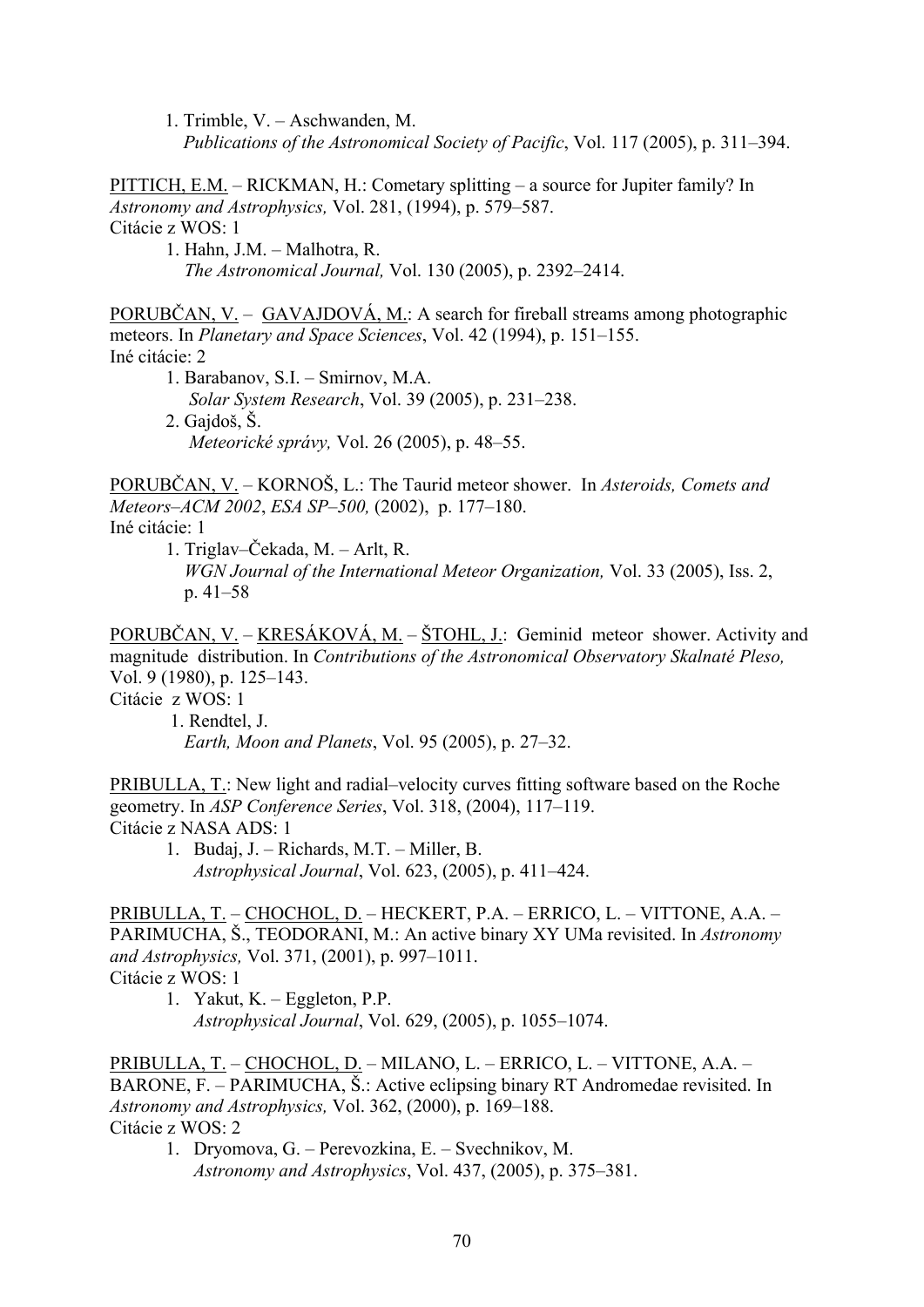1. Trimble, V. – Aschwanden, M.
   *Publications of the Astronomical Society of Pacific*, Vol. 117 (2005), p. 311–394.

<u>PITTICH, E.M.</u> – RICKMAN, H.: Cometary splitting – a source for Jupiter family? In *Astronomy and Astrophysics,* Vol. 281, (1994), p. 579–587.
Citácie z WOS: 1

1. Hahn, J.M. – Malhotra, R.
   *The Astronomical Journal,* Vol. 130 (2005), p. 2392–2414.

<u>PORUBČAN, V.</u> – <u>GAVAJDOVÁ, M.</u>: A search for fireball streams among photographic meteors. In *Planetary and Space Sciences*, Vol. 42 (1994), p. 151–155.
Iné citácie: 2

1. Barabanov, S.I. – Smirnov, M.A.
   *Solar System Research*, Vol. 39 (2005), p. 231–238.
2. Gajdoš, Š.
   *Meteorické správy,* Vol. 26 (2005), p. 48–55.

<u>PORUBČAN, V.</u> – KORNOŠ, L.: The Taurid meteor shower. In *Asteroids, Comets and Meteors–ACM 2002*, *ESA SP–500,* (2002), p. 177–180.
Iné citácie: 1

1. Triglav–Čekada, M. – Arlt, R.
   *WGN Journal of the International Meteor Organization,* Vol. 33 (2005), Iss. 2, p. 41–58

<u>PORUBČAN, V.</u> – <u>KRESÁKOVÁ, M.</u> – <u>ŠTOHL, J.</u>: Geminid meteor shower. Activity and magnitude distribution. In *Contributions of the Astronomical Observatory Skalnaté Pleso,* Vol. 9 (1980), p. 125–143.
Citácie z WOS: 1

1. Rendtel, J.
   *Earth, Moon and Planets*, Vol. 95 (2005), p. 27–32.

<u>PRIBULLA, T.</u>: New light and radial–velocity curves fitting software based on the Roche geometry. In *ASP Conference Series*, Vol. 318, (2004), 117–119.
Citácie z NASA ADS: 1

1. Budaj, J. – Richards, M.T. – Miller, B.
   *Astrophysical Journal*, Vol. 623, (2005), p. 411–424.

<u>PRIBULLA, T.</u> – <u>CHOCHOL, D.</u> – HECKERT, P.A. – ERRICO, L. – VITTONE, A.A. – PARIMUCHA, Š., TEODORANI, M.: An active binary XY UMa revisited. In *Astronomy and Astrophysics,* Vol. 371, (2001), p. 997–1011.
Citácie z WOS: 1

1. Yakut, K. – Eggleton, P.P.
   *Astrophysical Journal*, Vol. 629, (2005), p. 1055–1074.

<u>PRIBULLA, T.</u> – <u>CHOCHOL, D.</u> – MILANO, L. – ERRICO, L. – VITTONE, A.A. – BARONE, F. – PARIMUCHA, Š.: Active eclipsing binary RT Andromedae revisited. In *Astronomy and Astrophysics,* Vol. 362, (2000), p. 169–188.
Citácie z WOS: 2

1. Dryomova, G. – Perevozkina, E. – Svechnikov, M.
   *Astronomy and Astrophysics*, Vol. 437, (2005), p. 375–381.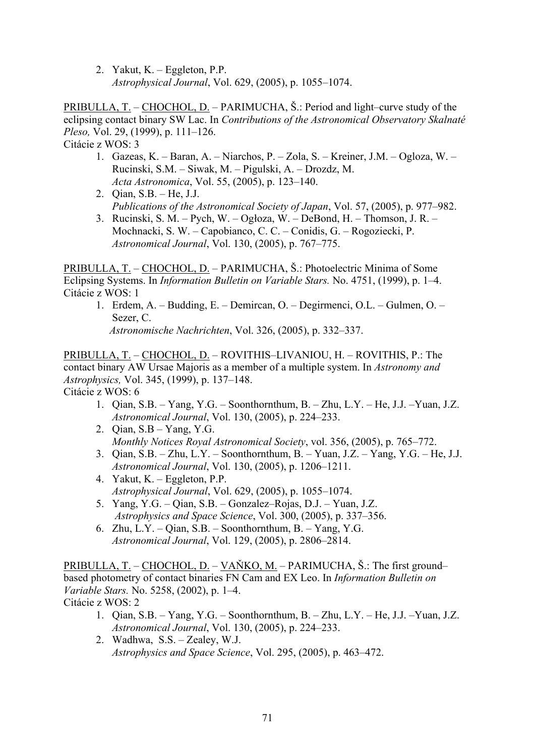2. Yakut, K. – Eggleton, P.P.
   *Astrophysical Journal*, Vol. 629, (2005), p. 1055–1074.

<u>PRIBULLA, T.</u> – <u>CHOCHOL, D.</u> – PARIMUCHA, Š.: Period and light–curve study of the eclipsing contact binary SW Lac. In *Contributions of the Astronomical Observatory Skalnaté Pleso,* Vol. 29, (1999), p. 111–126.
Citácie z WOS: 3

1. Gazeas, K. – Baran, A. – Niarchos, P. – Zola, S. – Kreiner, J.M. – Ogloza, W. – Rucinski, S.M. – Siwak, M. – Pigulski, A. – Drozdz, M.
   *Acta Astronomica*, Vol. 55, (2005), p. 123–140.
2. Qian, S.B. – He, J.J.
   *Publications of the Astronomical Society of Japan*, Vol. 57, (2005), p. 977–982.
3. Rucinski, S. M. – Pych, W. – Ogłoza, W. – DeBond, H. – Thomson, J. R. – Mochnacki, S. W. – Capobianco, C. C. – Conidis, G. – Rogoziecki, P.
   *Astronomical Journal*, Vol. 130, (2005), p. 767–775.

<u>PRIBULLA, T.</u> – <u>CHOCHOL, D.</u> – PARIMUCHA, Š.: Photoelectric Minima of Some Eclipsing Systems. In *Information Bulletin on Variable Stars.* No. 4751, (1999), p. 1–4.
Citácie z WOS: 1

1. Erdem, A. – Budding, E. – Demircan, O. – Degirmenci, O.L. – Gulmen, O. – Sezer, C.
   *Astronomische Nachrichten*, Vol. 326, (2005), p. 332–337.

<u>PRIBULLA, T.</u> – <u>CHOCHOL, D.</u> – ROVITHIS–LIVANIOU, H. – ROVITHIS, P.: The contact binary AW Ursae Majoris as a member of a multiple system. In *Astronomy and Astrophysics,* Vol. 345, (1999), p. 137–148.
Citácie z WOS: 6

1. Qian, S.B. – Yang, Y.G. – Soonthornthum, B. – Zhu, L.Y. – He, J.J. –Yuan, J.Z.
   *Astronomical Journal*, Vol. 130, (2005), p. 224–233.
2. Qian, S.B – Yang, Y.G.
   *Monthly Notices Royal Astronomical Society*, vol. 356, (2005), p. 765–772.
3. Qian, S.B. – Zhu, L.Y. – Soonthornthum, B. – Yuan, J.Z. – Yang, Y.G. – He, J.J.
   *Astronomical Journal*, Vol. 130, (2005), p. 1206–1211.
4. Yakut, K. – Eggleton, P.P.
   *Astrophysical Journal*, Vol. 629, (2005), p. 1055–1074.
5. Yang, Y.G. – Qian, S.B. – Gonzalez–Rojas, D.J. – Yuan, J.Z.
   *Astrophysics and Space Science*, Vol. 300, (2005), p. 337–356.
6. Zhu, L.Y. – Qian, S.B. – Soonthornthum, B. – Yang, Y.G.
   *Astronomical Journal*, Vol. 129, (2005), p. 2806–2814.

<u>PRIBULLA, T.</u> – <u>CHOCHOL, D.</u> – <u>VAŇKO, M.</u> – PARIMUCHA, Š.: The first ground–based photometry of contact binaries FN Cam and EX Leo. In *Information Bulletin on Variable Stars.* No. 5258, (2002), p. 1–4.
Citácie z WOS: 2

1. Qian, S.B. – Yang, Y.G. – Soonthornthum, B. – Zhu, L.Y. – He, J.J. –Yuan, J.Z.
   *Astronomical Journal*, Vol. 130, (2005), p. 224–233.
2. Wadhwa, S.S. – Zealey, W.J.
   *Astrophysics and Space Science*, Vol. 295, (2005), p. 463–472.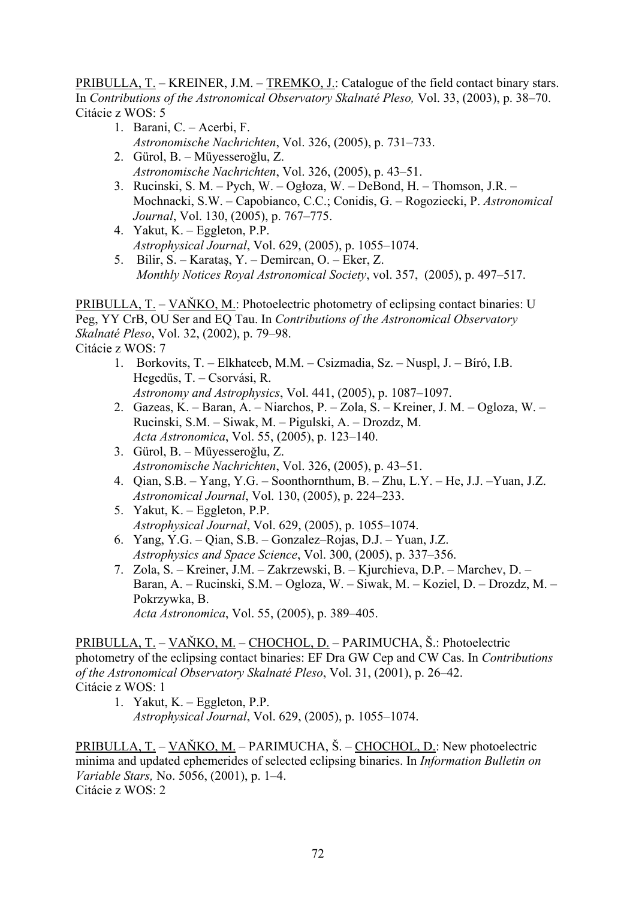PRIBULLA, T. – KREINER, J.M. – TREMKO, J.: Catalogue of the field contact binary stars. In *Contributions of the Astronomical Observatory Skalnaté Pleso,* Vol. 33, (2003), p. 38–70.
Citácie z WOS: 5

1. Barani, C. – Acerbi, F.
   *Astronomische Nachrichten*, Vol. 326, (2005), p. 731–733.
2. Gürol, B. – Müyesseroğlu, Z.
   *Astronomische Nachrichten*, Vol. 326, (2005), p. 43–51.
3. Rucinski, S. M. – Pych, W. – Ogłoza, W. – DeBond, H. – Thomson, J.R. – Mochnacki, S.W. – Capobianco, C.C.; Conidis, G. – Rogoziecki, P. *Astronomical Journal*, Vol. 130, (2005), p. 767–775.
4. Yakut, K. – Eggleton, P.P.
   *Astrophysical Journal*, Vol. 629, (2005), p. 1055–1074.
5. Bilir, S. – Karataş, Y. – Demircan, O. – Eker, Z.
   *Monthly Notices Royal Astronomical Society*, vol. 357, (2005), p. 497–517.

PRIBULLA, T. – VAŇKO, M.: Photoelectric photometry of eclipsing contact binaries: U Peg, YY CrB, OU Ser and EQ Tau. In *Contributions of the Astronomical Observatory Skalnaté Pleso*, Vol. 32, (2002), p. 79–98.
Citácie z WOS: 7

1. Borkovits, T. – Elkhateeb, M.M. – Csizmadia, Sz. – Nuspl, J. – Bíró, I.B. Hegedüs, T. – Csorvási, R.
   *Astronomy and Astrophysics*, Vol. 441, (2005), p. 1087–1097.
2. Gazeas, K. – Baran, A. – Niarchos, P. – Zola, S. – Kreiner, J. M. – Ogloza, W. – Rucinski, S.M. – Siwak, M. – Pigulski, A. – Drozdz, M.
   *Acta Astronomica*, Vol. 55, (2005), p. 123–140.
3. Gürol, B. – Müyesseroğlu, Z.
   *Astronomische Nachrichten*, Vol. 326, (2005), p. 43–51.
4. Qian, S.B. – Yang, Y.G. – Soonthornthum, B. – Zhu, L.Y. – He, J.J. –Yuan, J.Z.
   *Astronomical Journal*, Vol. 130, (2005), p. 224–233.
5. Yakut, K. – Eggleton, P.P.
   *Astrophysical Journal*, Vol. 629, (2005), p. 1055–1074.
6. Yang, Y.G. – Qian, S.B. – Gonzalez–Rojas, D.J. – Yuan, J.Z.
   *Astrophysics and Space Science*, Vol. 300, (2005), p. 337–356.
7. Zola, S. – Kreiner, J.M. – Zakrzewski, B. – Kjurchieva, D.P. – Marchev, D. – Baran, A. – Rucinski, S.M. – Ogloza, W. – Siwak, M. – Koziel, D. – Drozdz, M. – Pokrzywka, B.
   *Acta Astronomica*, Vol. 55, (2005), p. 389–405.

PRIBULLA, T. – VAŇKO, M. – CHOCHOL, D. – PARIMUCHA, Š.: Photoelectric photometry of the eclipsing contact binaries: EF Dra GW Cep and CW Cas. In *Contributions of the Astronomical Observatory Skalnaté Pleso*, Vol. 31, (2001), p. 26–42.
Citácie z WOS: 1

1. Yakut, K. – Eggleton, P.P.
   *Astrophysical Journal*, Vol. 629, (2005), p. 1055–1074.

PRIBULLA, T. – VAŇKO, M. – PARIMUCHA, Š. – CHOCHOL, D.: New photoelectric minima and updated ephemerides of selected eclipsing binaries. In *Information Bulletin on Variable Stars,* No. 5056, (2001), p. 1–4.
Citácie z WOS: 2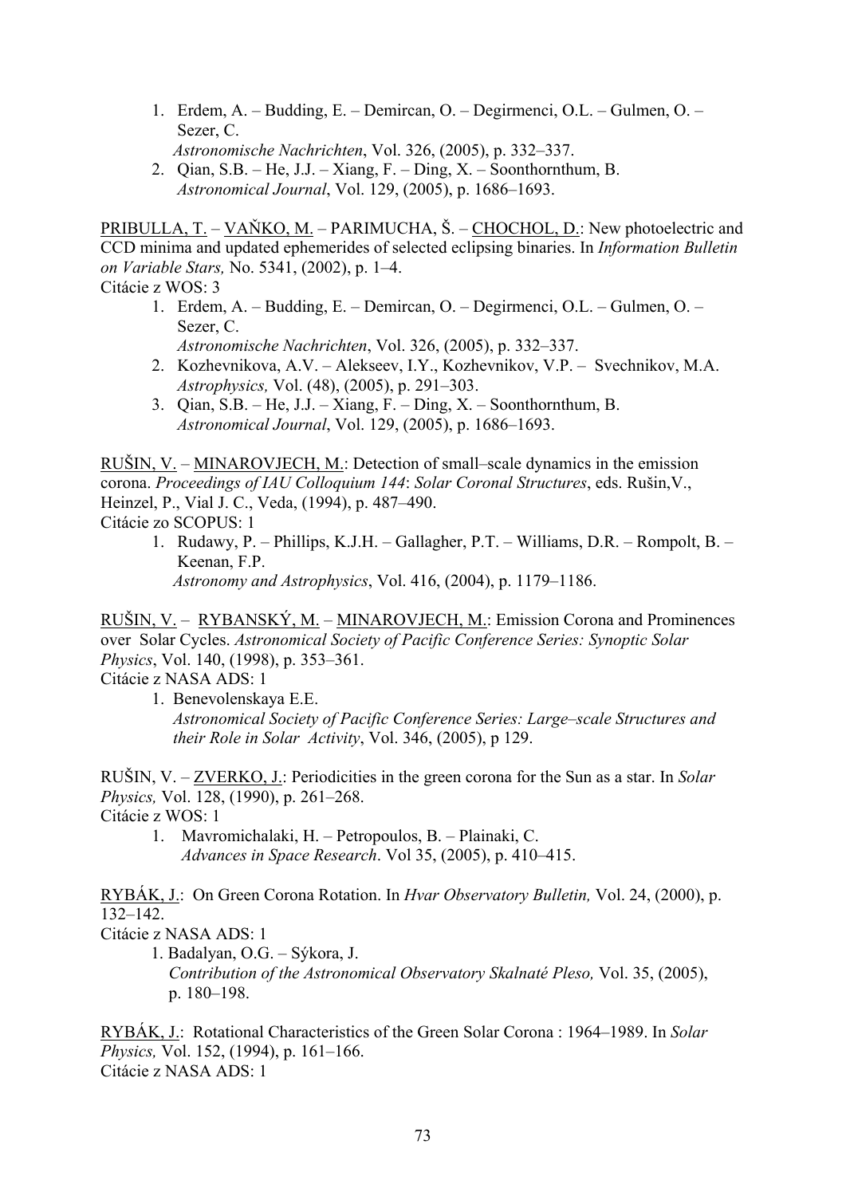1. Erdem, A. – Budding, E. – Demircan, O. – Degirmenci, O.L. – Gulmen, O. – Sezer, C.
   *Astronomische Nachrichten*, Vol. 326, (2005), p. 332–337.
2. Qian, S.B. – He, J.J. – Xiang, F. – Ding, X. – Soonthornthum, B.
   *Astronomical Journal*, Vol. 129, (2005), p. 1686–1693.

<u>PRIBULLA, T.</u> – <u>VAŇKO, M.</u> – PARIMUCHA, Š. – <u>CHOCHOL, D.</u>: New photoelectric and CCD minima and updated ephemerides of selected eclipsing binaries. In *Information Bulletin on Variable Stars,* No. 5341, (2002), p. 1–4.
Citácie z WOS: 3

1. Erdem, A. – Budding, E. – Demircan, O. – Degirmenci, O.L. – Gulmen, O. – Sezer, C.
   *Astronomische Nachrichten*, Vol. 326, (2005), p. 332–337.
2. Kozhevnikova, A.V. – Alekseev, I.Y., Kozhevnikov, V.P. – Svechnikov, M.A.
   *Astrophysics,* Vol. (48), (2005), p. 291–303.
3. Qian, S.B. – He, J.J. – Xiang, F. – Ding, X. – Soonthornthum, B.
   *Astronomical Journal*, Vol. 129, (2005), p. 1686–1693.

<u>RUŠIN, V.</u> – <u>MINAROVJECH, M.</u>: Detection of small–scale dynamics in the emission corona. *Proceedings of IAU Colloquium 144*: *Solar Coronal Structures*, eds. Rušin,V., Heinzel, P., Vial J. C., Veda, (1994), p. 487–490.
Citácie zo SCOPUS: 1

1. Rudawy, P. – Phillips, K.J.H. – Gallagher, P.T. – Williams, D.R. – Rompolt, B. – Keenan, F.P.
   *Astronomy and Astrophysics*, Vol. 416, (2004), p. 1179–1186.

<u>RUŠIN, V.</u> – <u>RYBANSKÝ, M.</u> – <u>MINAROVJECH, M.</u>: Emission Corona and Prominences over Solar Cycles. *Astronomical Society of Pacific Conference Series: Synoptic Solar Physics*, Vol. 140, (1998), p. 353–361.
Citácie z NASA ADS: 1

1. Benevolenskaya E.E.
   *Astronomical Society of Pacific Conference Series: Large–scale Structures and their Role in Solar Activity*, Vol. 346, (2005), p 129.

RUŠIN, V. – <u>ZVERKO, J.</u>: Periodicities in the green corona for the Sun as a star. In *Solar Physics,* Vol. 128, (1990), p. 261–268.
Citácie z WOS: 1

1. Mavromichalaki, H. – Petropoulos, B. – Plainaki, C.
   *Advances in Space Research*. Vol 35, (2005), p. 410–415.

<u>RYBÁK, J.</u>: On Green Corona Rotation. In *Hvar Observatory Bulletin,* Vol. 24, (2000), p. 132–142.
Citácie z NASA ADS: 1

1. Badalyan, O.G. – Sýkora, J.
   *Contribution of the Astronomical Observatory Skalnaté Pleso,* Vol. 35, (2005), p. 180–198.

<u>RYBÁK, J.</u>: Rotational Characteristics of the Green Solar Corona : 1964–1989. In *Solar Physics,* Vol. 152, (1994), p. 161–166.
Citácie z NASA ADS: 1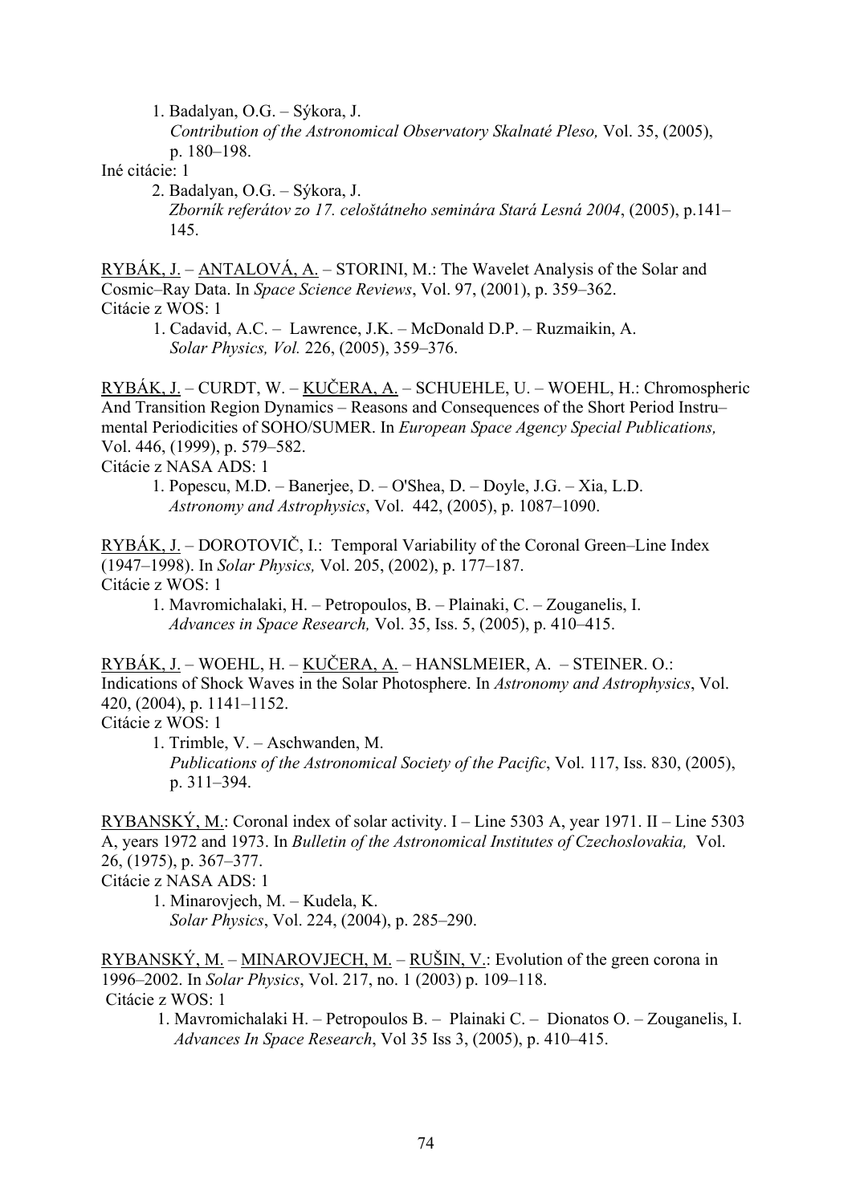1. Badalyan, O.G. – Sýkora, J.
   *Contribution of the Astronomical Observatory Skalnaté Pleso,* Vol. 35, (2005), p. 180–198.

Iné citácie: 1

2. Badalyan, O.G. – Sýkora, J.
   *Zborník referátov zo 17. celoštátneho seminára Stará Lesná 2004*, (2005), p.141–145.

<u>RYBÁK, J.</u> – <u>ANTALOVÁ, A.</u> – STORINI, M.: The Wavelet Analysis of the Solar and Cosmic–Ray Data. In *Space Science Reviews*, Vol. 97, (2001), p. 359–362.
Citácie z WOS: 1

1. Cadavid, A.C. – Lawrence, J.K. – McDonald D.P. – Ruzmaikin, A.
   *Solar Physics, Vol.* 226, (2005), 359–376.

<u>RYBÁK, J.</u> – CURDT, W. – <u>KUČERA, A.</u> – SCHUEHLE, U. – WOEHL, H.: Chromospheric And Transition Region Dynamics – Reasons and Consequences of the Short Period Instru–mental Periodicities of SOHO/SUMER. In *European Space Agency Special Publications,* Vol. 446, (1999), p. 579–582.
Citácie z NASA ADS: 1

1. Popescu, M.D. – Banerjee, D. – O'Shea, D. – Doyle, J.G. – Xia, L.D.
   *Astronomy and Astrophysics*, Vol. 442, (2005), p. 1087–1090.

<u>RYBÁK, J.</u> – DOROTOVIČ, I.: Temporal Variability of the Coronal Green–Line Index (1947–1998). In *Solar Physics,* Vol. 205, (2002), p. 177–187.
Citácie z WOS: 1

1. Mavromichalaki, H. – Petropoulos, B. – Plainaki, C. – Zouganelis, I.
   *Advances in Space Research,* Vol. 35, Iss. 5, (2005), p. 410–415.

<u>RYBÁK, J.</u> – WOEHL, H. – <u>KUČERA, A.</u> – HANSLMEIER, A. – STEINER. O.: Indications of Shock Waves in the Solar Photosphere. In *Astronomy and Astrophysics*, Vol. 420, (2004), p. 1141–1152.
Citácie z WOS: 1

1. Trimble, V. – Aschwanden, M.
   *Publications of the Astronomical Society of the Pacific*, Vol. 117, Iss. 830, (2005), p. 311–394.

<u>RYBANSKÝ, M.</u>: Coronal index of solar activity. I – Line 5303 A, year 1971. II – Line 5303 A, years 1972 and 1973. In *Bulletin of the Astronomical Institutes of Czechoslovakia,* Vol. 26, (1975), p. 367–377.
Citácie z NASA ADS: 1

1. Minarovjech, M. – Kudela, K.
   *Solar Physics*, Vol. 224, (2004), p. 285–290.

<u>RYBANSKÝ, M.</u> – <u>MINAROVJECH, M.</u> – <u>RUŠIN, V.</u>: Evolution of the green corona in 1996–2002. In *Solar Physics*, Vol. 217, no. 1 (2003) p. 109–118.
Citácie z WOS: 1

1. Mavromichalaki H. – Petropoulos B. – Plainaki C. – Dionatos O. – Zouganelis, I.
   *Advances In Space Research*, Vol 35 Iss 3, (2005), p. 410–415.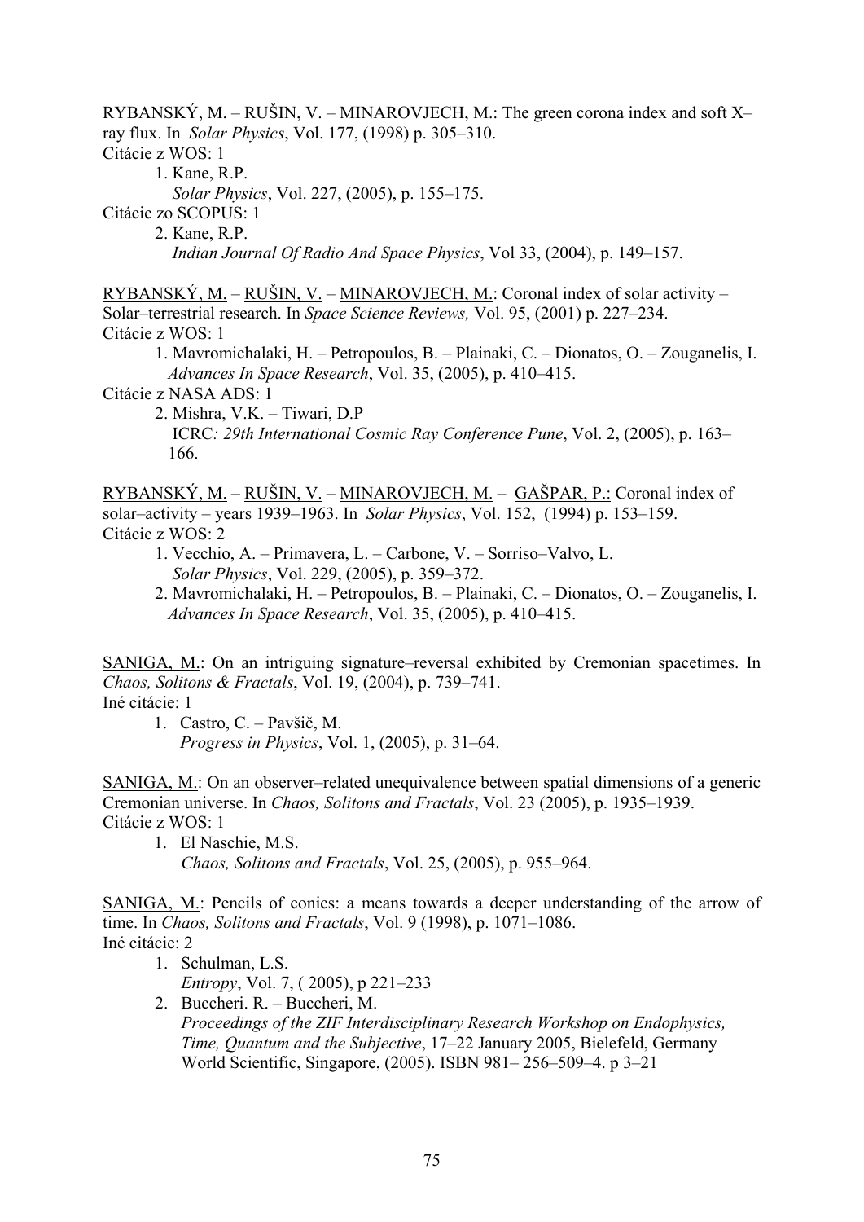RYBANSKÝ, M. – RUŠIN, V. – MINAROVJECH, M.: The green corona index and soft X–ray flux. In *Solar Physics*, Vol. 177, (1998) p. 305–310.
Citácie z WOS: 1

1. Kane, R.P.
   *Solar Physics*, Vol. 227, (2005), p. 155–175.

Citácie zo SCOPUS: 1

2. Kane, R.P.
   *Indian Journal Of Radio And Space Physics*, Vol 33, (2004), p. 149–157.

RYBANSKÝ, M. – RUŠIN, V. – MINAROVJECH, M.: Coronal index of solar activity – Solar–terrestrial research. In *Space Science Reviews,* Vol. 95, (2001) p. 227–234.
Citácie z WOS: 1

1. Mavromichalaki, H. – Petropoulos, B. – Plainaki, C. – Dionatos, O. – Zouganelis, I.
   *Advances In Space Research*, Vol. 35, (2005), p. 410–415.

Citácie z NASA ADS: 1

2. Mishra, V.K. – Tiwari, D.P
   ICRC*: 29th International Cosmic Ray Conference Pune*, Vol. 2, (2005), p. 163–166.

RYBANSKÝ, M. – RUŠIN, V. – MINAROVJECH, M. – GAŠPAR, P.: Coronal index of solar–activity – years 1939–1963. In *Solar Physics*, Vol. 152, (1994) p. 153–159.
Citácie z WOS: 2

1. Vecchio, A. – Primavera, L. – Carbone, V. – Sorriso–Valvo, L.
   *Solar Physics*, Vol. 229, (2005), p. 359–372.
2. Mavromichalaki, H. – Petropoulos, B. – Plainaki, C. – Dionatos, O. – Zouganelis, I.
   *Advances In Space Research*, Vol. 35, (2005), p. 410–415.

SANIGA, M.: On an intriguing signature–reversal exhibited by Cremonian spacetimes. In *Chaos, Solitons & Fractals*, Vol. 19, (2004), p. 739–741.
Iné citácie: 1

1. Castro, C. – Pavšič, M.
   *Progress in Physics*, Vol. 1, (2005), p. 31–64.

SANIGA, M.: On an observer–related unequivalence between spatial dimensions of a generic Cremonian universe. In *Chaos, Solitons and Fractals*, Vol. 23 (2005), p. 1935–1939.
Citácie z WOS: 1

1. El Naschie, M.S.
   *Chaos, Solitons and Fractals*, Vol. 25, (2005), p. 955–964.

SANIGA, M.: Pencils of conics: a means towards a deeper understanding of the arrow of time. In *Chaos, Solitons and Fractals*, Vol. 9 (1998), p. 1071–1086.
Iné citácie: 2

1. Schulman, L.S.
   *Entropy*, Vol. 7, ( 2005), p 221–233
2. Buccheri. R. – Buccheri, M.
   *Proceedings of the ZIF Interdisciplinary Research Workshop on Endophysics, Time, Quantum and the Subjective*, 17–22 January 2005, Bielefeld, Germany
   World Scientific, Singapore, (2005). ISBN 981– 256–509–4. p 3–21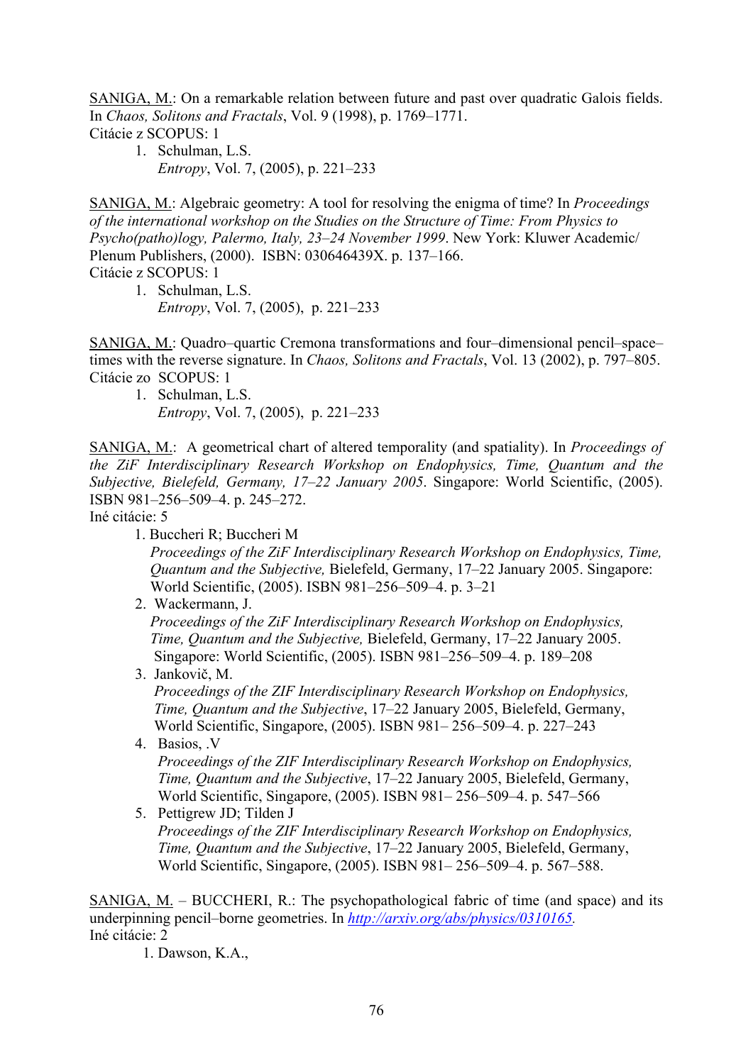<u>SANIGA, M.</u>: On a remarkable relation between future and past over quadratic Galois fields. In *Chaos, Solitons and Fractals*, Vol. 9 (1998), p. 1769–1771.
Citácie z SCOPUS: 1

1. Schulman, L.S.
   *Entropy*, Vol. 7, (2005), p. 221–233

<u>SANIGA, M.</u>: Algebraic geometry: A tool for resolving the enigma of time? In *Proceedings of the international workshop on the Studies on the Structure of Time: From Physics to Psycho(patho)logy, Palermo, Italy, 23–24 November 1999*. New York: Kluwer Academic/ Plenum Publishers, (2000). ISBN: 030646439X. p. 137–166.
Citácie z SCOPUS: 1

1. Schulman, L.S.
   *Entropy*, Vol. 7, (2005), p. 221–233

<u>SANIGA, M.</u>: Quadro–quartic Cremona transformations and four–dimensional pencil–space–times with the reverse signature. In *Chaos, Solitons and Fractals*, Vol. 13 (2002), p. 797–805.
Citácie zo SCOPUS: 1

1. Schulman, L.S.
   *Entropy*, Vol. 7, (2005), p. 221–233

<u>SANIGA, M.</u>: A geometrical chart of altered temporality (and spatiality). In *Proceedings of the ZiF Interdisciplinary Research Workshop on Endophysics, Time, Quantum and the Subjective, Bielefeld, Germany, 17–22 January 2005*. Singapore: World Scientific, (2005). ISBN 981–256–509–4. p. 245–272.
Iné citácie: 5

1. Buccheri R; Buccheri M
   *Proceedings of the ZiF Interdisciplinary Research Workshop on Endophysics, Time, Quantum and the Subjective,* Bielefeld, Germany, 17–22 January 2005. Singapore: World Scientific, (2005). ISBN 981–256–509–4. p. 3–21
2. Wackermann, J.
   *Proceedings of the ZiF Interdisciplinary Research Workshop on Endophysics, Time, Quantum and the Subjective,* Bielefeld, Germany, 17–22 January 2005. Singapore: World Scientific, (2005). ISBN 981–256–509–4. p. 189–208
3. Jankovič, M.
   *Proceedings of the ZIF Interdisciplinary Research Workshop on Endophysics, Time, Quantum and the Subjective*, 17–22 January 2005, Bielefeld, Germany, World Scientific, Singapore, (2005). ISBN 981– 256–509–4. p. 227–243
4. Basios, .V
   *Proceedings of the ZIF Interdisciplinary Research Workshop on Endophysics, Time, Quantum and the Subjective*, 17–22 January 2005, Bielefeld, Germany, World Scientific, Singapore, (2005). ISBN 981– 256–509–4. p. 547–566
5. Pettigrew JD; Tilden J
   *Proceedings of the ZIF Interdisciplinary Research Workshop on Endophysics, Time, Quantum and the Subjective*, 17–22 January 2005, Bielefeld, Germany, World Scientific, Singapore, (2005). ISBN 981– 256–509–4. p. 567–588.

<u>SANIGA, M.</u> – BUCCHERI, R.: The psychopathological fabric of time (and space) and its underpinning pencil–borne geometries. In *http://arxiv.org/abs/physics/0310165*.
Iné citácie: 2

1. Dawson, K.A.,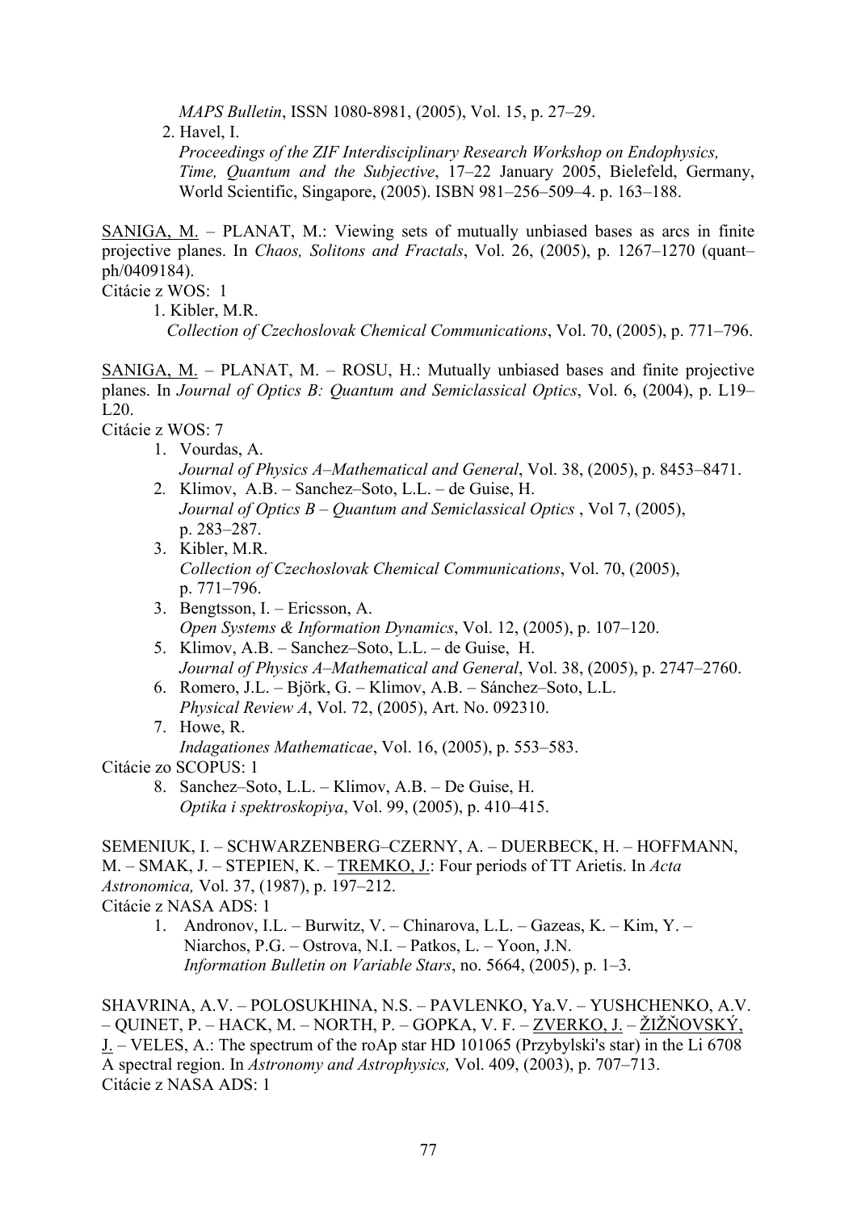*MAPS Bulletin*, ISSN 1080-8981, (2005), Vol. 15, p. 27–29.

2. Havel, I.
   *Proceedings of the ZIF Interdisciplinary Research Workshop on Endophysics, Time, Quantum and the Subjective*, 17–22 January 2005, Bielefeld, Germany, World Scientific, Singapore, (2005). ISBN 981–256–509–4. p. 163–188.

SANIGA, M. – PLANAT, M.: Viewing sets of mutually unbiased bases as arcs in finite projective planes. In *Chaos, Solitons and Fractals*, Vol. 26, (2005), p. 1267–1270 (quant–ph/0409184).

Citácie z WOS: 1

1. Kibler, M.R.
   *Collection of Czechoslovak Chemical Communications*, Vol. 70, (2005), p. 771–796.

SANIGA, M. – PLANAT, M. – ROSU, H.: Mutually unbiased bases and finite projective planes. In *Journal of Optics B: Quantum and Semiclassical Optics*, Vol. 6, (2004), p. L19–L20.

Citácie z WOS: 7

1. Vourdas, A.
   *Journal of Physics A–Mathematical and General*, Vol. 38, (2005), p. 8453–8471.
2. Klimov, A.B. – Sanchez–Soto, L.L. – de Guise, H.
   *Journal of Optics B – Quantum and Semiclassical Optics* , Vol 7, (2005), p. 283–287.
3. Kibler, M.R.
   *Collection of Czechoslovak Chemical Communications*, Vol. 70, (2005), p. 771–796.
3. Bengtsson, I. – Ericsson, A.
   *Open Systems & Information Dynamics*, Vol. 12, (2005), p. 107–120.
5. Klimov, A.B. – Sanchez–Soto, L.L. – de Guise, H.
   *Journal of Physics A–Mathematical and General*, Vol. 38, (2005), p. 2747–2760.
6. Romero, J.L. – Björk, G. – Klimov, A.B. – Sánchez–Soto, L.L.
   *Physical Review A*, Vol. 72, (2005), Art. No. 092310.
7. Howe, R.
   *Indagationes Mathematicae*, Vol. 16, (2005), p. 553–583.

Citácie zo SCOPUS: 1

8. Sanchez–Soto, L.L. – Klimov, A.B. – De Guise, H.
   *Optika i spektroskopiya*, Vol. 99, (2005), p. 410–415.

SEMENIUK, I. – SCHWARZENBERG–CZERNY, A. – DUERBECK, H. – HOFFMANN, M. – SMAK, J. – STEPIEN, K. – TREMKO, J.: Four periods of TT Arietis. In *Acta Astronomica,* Vol. 37, (1987), p. 197–212.

Citácie z NASA ADS: 1

1. Andronov, I.L. – Burwitz, V. – Chinarova, L.L. – Gazeas, K. – Kim, Y. – Niarchos, P.G. – Ostrova, N.I. – Patkos, L. – Yoon, J.N.
   *Information Bulletin on Variable Stars*, no. 5664, (2005), p. 1–3.

SHAVRINA, A.V. – POLOSUKHINA, N.S. – PAVLENKO, Ya.V. – YUSHCHENKO, A.V. – QUINET, P. – HACK, M. – NORTH, P. – GOPKA, V. F. – ZVERKO, J. – ŽIŽŇOVSKÝ, J. – VELES, A.: The spectrum of the roAp star HD 101065 (Przybylski's star) in the Li 6708 A spectral region. In *Astronomy and Astrophysics,* Vol. 409, (2003), p. 707–713.

Citácie z NASA ADS: 1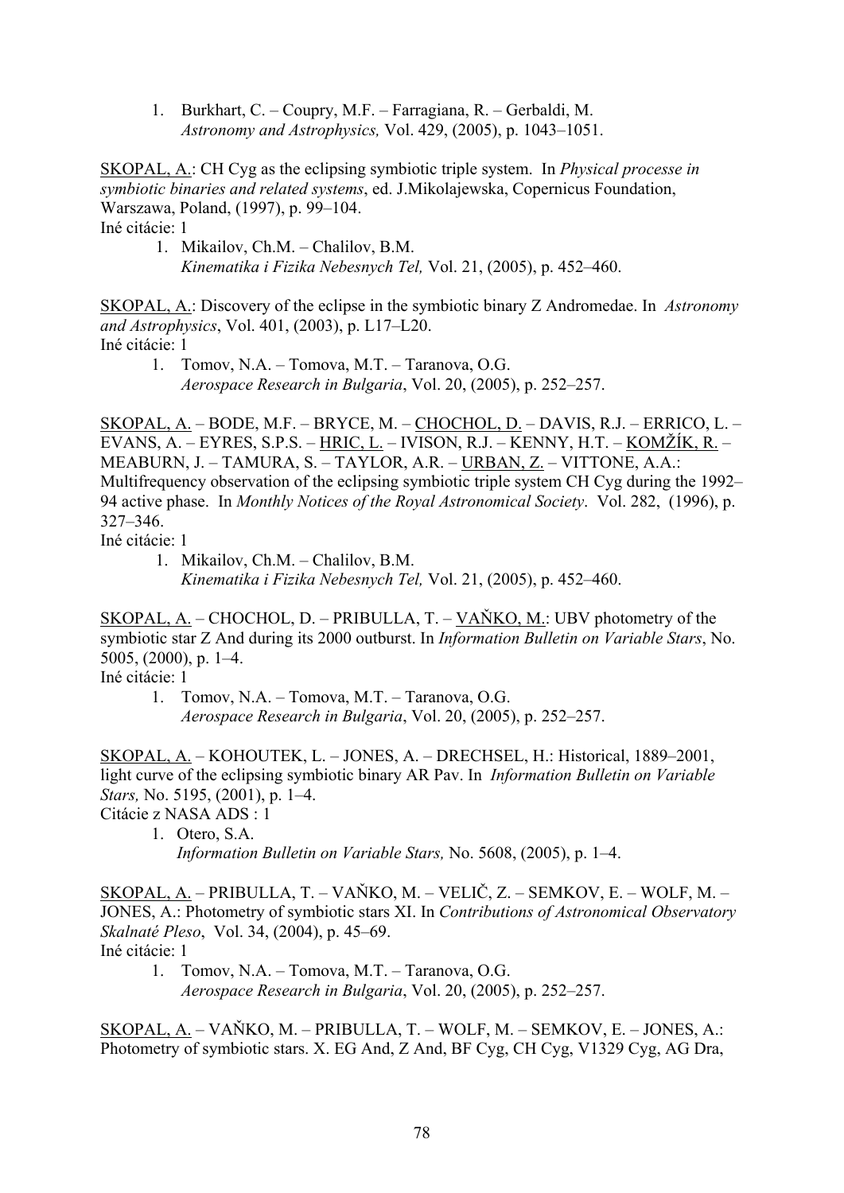1. Burkhart, C. – Coupry, M.F. – Farragiana, R. – Gerbaldi, M.
   *Astronomy and Astrophysics,* Vol. 429, (2005), p. 1043–1051.

<u>SKOPAL, A.</u>: CH Cyg as the eclipsing symbiotic triple system. In *Physical processe in symbiotic binaries and related systems*, ed. J.Mikolajewska, Copernicus Foundation, Warszawa, Poland, (1997), p. 99–104.
Iné citácie: 1

1. Mikailov, Ch.M. – Chalilov, B.M.
   *Kinematika i Fizika Nebesnych Tel,* Vol. 21, (2005), p. 452–460.

<u>SKOPAL, A.</u>: Discovery of the eclipse in the symbiotic binary Z Andromedae. In *Astronomy and Astrophysics*, Vol. 401, (2003), p. L17–L20.
Iné citácie: 1

1. Tomov, N.A. – Tomova, M.T. – Taranova, O.G.
   *Aerospace Research in Bulgaria*, Vol. 20, (2005), p. 252–257.

<u>SKOPAL, A.</u> – BODE, M.F. – BRYCE, M. – <u>CHOCHOL, D.</u> – DAVIS, R.J. – ERRICO, L. – EVANS, A. – EYRES, S.P.S. – <u>HRIC, L.</u> – IVISON, R.J. – KENNY, H.T. – <u>KOMŽÍK, R.</u> – MEABURN, J. – TAMURA, S. – TAYLOR, A.R. – <u>URBAN, Z.</u> – VITTONE, A.A.: Multifrequency observation of the eclipsing symbiotic triple system CH Cyg during the 1992–94 active phase. In *Monthly Notices of the Royal Astronomical Society*. Vol. 282, (1996), p. 327–346.
Iné citácie: 1

1. Mikailov, Ch.M. – Chalilov, B.M.
   *Kinematika i Fizika Nebesnych Tel,* Vol. 21, (2005), p. 452–460.

<u>SKOPAL, A.</u> – CHOCHOL, D. – PRIBULLA, T. – <u>VAŇKO, M.</u>: UBV photometry of the symbiotic star Z And during its 2000 outburst. In *Information Bulletin on Variable Stars*, No. 5005, (2000), p. 1–4.
Iné citácie: 1

1. Tomov, N.A. – Tomova, M.T. – Taranova, O.G.
   *Aerospace Research in Bulgaria*, Vol. 20, (2005), p. 252–257.

<u>SKOPAL, A.</u> – KOHOUTEK, L. – JONES, A. – DRECHSEL, H.: Historical, 1889–2001, light curve of the eclipsing symbiotic binary AR Pav. In *Information Bulletin on Variable Stars,* No. 5195, (2001), p. 1–4.
Citácie z NASA ADS : 1

1. Otero, S.A.
   *Information Bulletin on Variable Stars,* No. 5608, (2005), p. 1–4.

<u>SKOPAL, A.</u> – PRIBULLA, T. – VAŇKO, M. – VELIČ, Z. – SEMKOV, E. – WOLF, M. – JONES, A.: Photometry of symbiotic stars XI. In *Contributions of Astronomical Observatory Skalnaté Pleso*, Vol. 34, (2004), p. 45–69.
Iné citácie: 1

1. Tomov, N.A. – Tomova, M.T. – Taranova, O.G.
   *Aerospace Research in Bulgaria*, Vol. 20, (2005), p. 252–257.

<u>SKOPAL, A.</u> – VAŇKO, M. – PRIBULLA, T. – WOLF, M. – SEMKOV, E. – JONES, A.: Photometry of symbiotic stars. X. EG And, Z And, BF Cyg, CH Cyg, V1329 Cyg, AG Dra,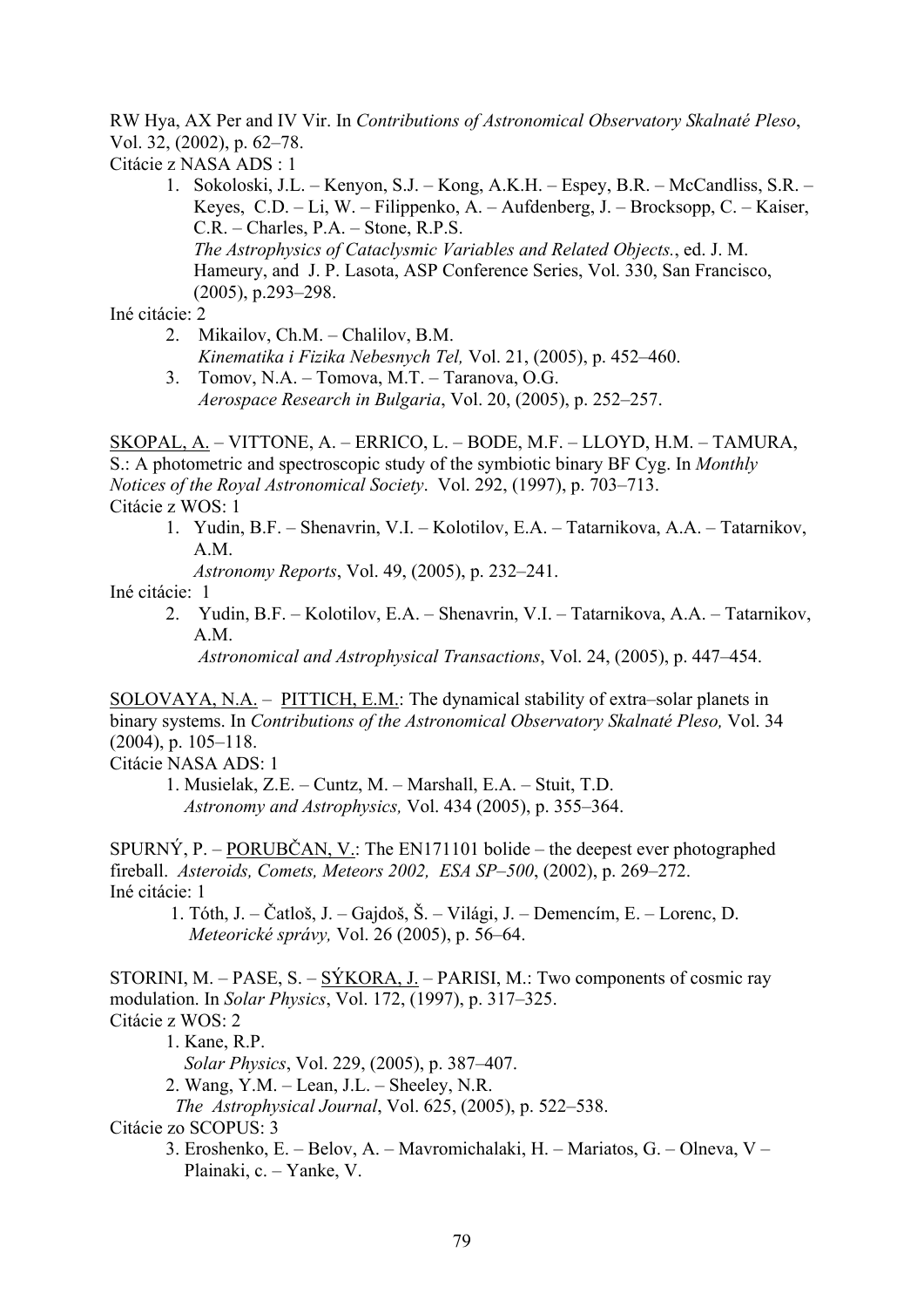RW Hya, AX Per and IV Vir. In *Contributions of Astronomical Observatory Skalnaté Pleso*, Vol. 32, (2002), p. 62–78.

Citácie z NASA ADS : 1

1. Sokoloski, J.L. – Kenyon, S.J. – Kong, A.K.H. – Espey, B.R. – McCandliss, S.R. – Keyes, C.D. – Li, W. – Filippenko, A. – Aufdenberg, J. – Brocksopp, C. – Kaiser, C.R. – Charles, P.A. – Stone, R.P.S.
   *The Astrophysics of Cataclysmic Variables and Related Objects.*, ed. J. M. Hameury, and J. P. Lasota, ASP Conference Series, Vol. 330, San Francisco, (2005), p.293–298.

Iné citácie: 2

2. Mikailov, Ch.M. – Chalilov, B.M.
   *Kinematika i Fizika Nebesnych Tel,* Vol. 21, (2005), p. 452–460.
3. Tomov, N.A. – Tomova, M.T. – Taranova, O.G.
   *Aerospace Research in Bulgaria*, Vol. 20, (2005), p. 252–257.

<u>SKOPAL, A.</u> – VITTONE, A. – ERRICO, L. – BODE, M.F. – LLOYD, H.M. – TAMURA, S.: A photometric and spectroscopic study of the symbiotic binary BF Cyg. In *Monthly Notices of the Royal Astronomical Society*. Vol. 292, (1997), p. 703–713.

Citácie z WOS: 1

1. Yudin, B.F. – Shenavrin, V.I. – Kolotilov, E.A. – Tatarnikova, A.A. – Tatarnikov, A.M.
   *Astronomy Reports*, Vol. 49, (2005), p. 232–241.

Iné citácie: 1

2. Yudin, B.F. – Kolotilov, E.A. – Shenavrin, V.I. – Tatarnikova, A.A. – Tatarnikov, A.M.
   *Astronomical and Astrophysical Transactions*, Vol. 24, (2005), p. 447–454.

<u>SOLOVAYA, N.A.</u> – <u>PITTICH, E.M.</u>: The dynamical stability of extra–solar planets in binary systems. In *Contributions of the Astronomical Observatory Skalnaté Pleso,* Vol. 34 (2004), p. 105–118.

Citácie NASA ADS: 1

1. Musielak, Z.E. – Cuntz, M. – Marshall, E.A. – Stuit, T.D.
   *Astronomy and Astrophysics,* Vol. 434 (2005), p. 355–364.

SPURNÝ, P. – <u>PORUBČAN, V.</u>: The EN171101 bolide – the deepest ever photographed fireball. *Asteroids, Comets, Meteors 2002, ESA SP–500*, (2002), p. 269–272.

Iné citácie: 1

1. Tóth, J. – Čatloš, J. – Gajdoš, Š. – Világi, J. – Demencím, E. – Lorenc, D.
   *Meteorické správy,* Vol. 26 (2005), p. 56–64.

STORINI, M. – PASE, S. – <u>SÝKORA, J.</u> – PARISI, M.: Two components of cosmic ray modulation. In *Solar Physics*, Vol. 172, (1997), p. 317–325.

Citácie z WOS: 2

1. Kane, R.P.
   *Solar Physics*, Vol. 229, (2005), p. 387–407.
2. Wang, Y.M. – Lean, J.L. – Sheeley, N.R.
   *The Astrophysical Journal*, Vol. 625, (2005), p. 522–538.

Citácie zo SCOPUS: 3

3. Eroshenko, E. – Belov, A. – Mavromichalaki, H. – Mariatos, G. – Olneva, V – Plainaki, c. – Yanke, V.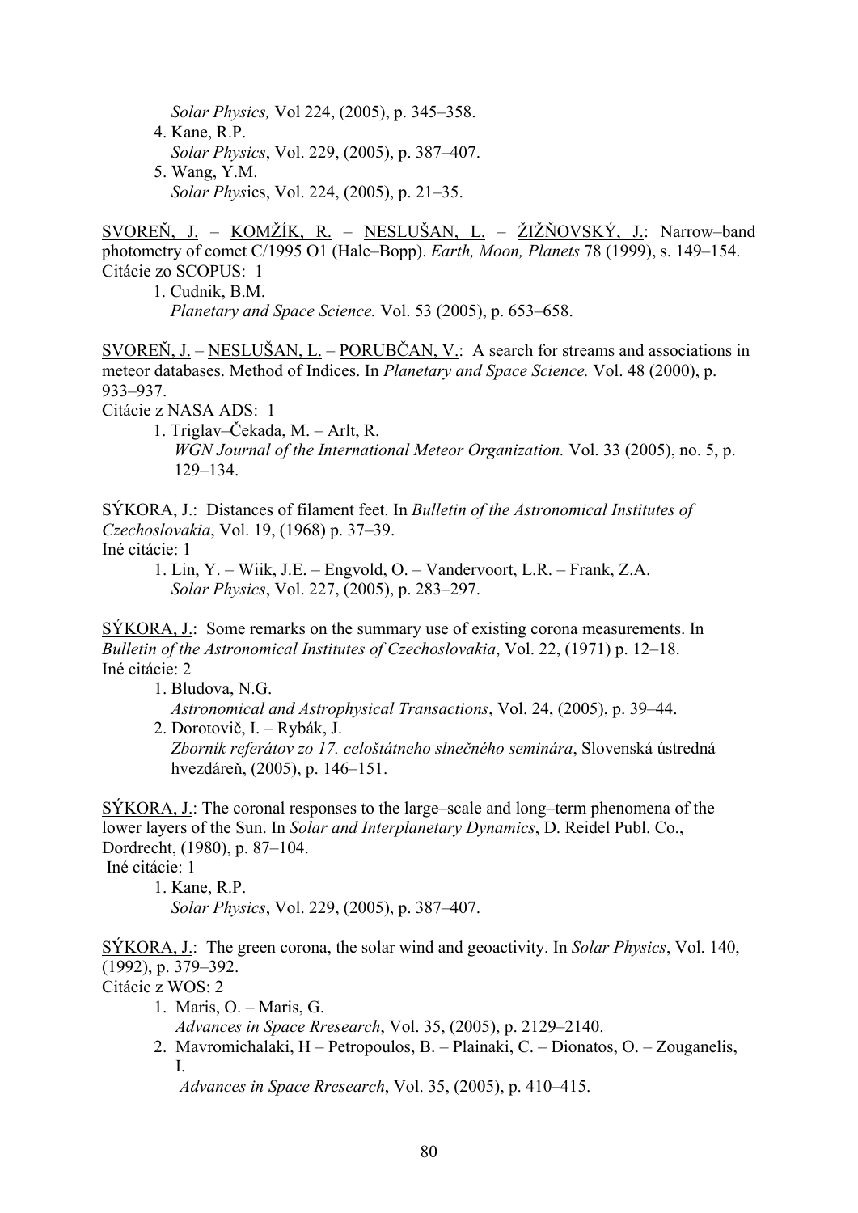*Solar Physics,* Vol 224, (2005), p. 345–358.

4. Kane, R.P.
   *Solar Physics*, Vol. 229, (2005), p. 387–407.
5. Wang, Y.M.
   *Solar Phys*ics, Vol. 224, (2005), p. 21–35.

SVOREŇ, J. – KOMŽÍK, R. – NESLUŠAN, L. – ŽIŽŇOVSKÝ, J.: Narrow–band photometry of comet C/1995 O1 (Hale–Bopp). *Earth, Moon, Planets* 78 (1999), s. 149–154.
Citácie zo SCOPUS: 1

1. Cudnik, B.M.
   *Planetary and Space Science.* Vol. 53 (2005), p. 653–658.

SVOREŇ, J. – NESLUŠAN, L. – PORUBČAN, V.: A search for streams and associations in meteor databases. Method of Indices. In *Planetary and Space Science.* Vol. 48 (2000), p. 933–937.
Citácie z NASA ADS: 1

1. Triglav–Čekada, M. – Arlt, R.
   *WGN Journal of the International Meteor Organization.* Vol. 33 (2005), no. 5, p. 129–134.

SÝKORA, J.: Distances of filament feet. In *Bulletin of the Astronomical Institutes of Czechoslovakia*, Vol. 19, (1968) p. 37–39.
Iné citácie: 1

1. Lin, Y. – Wiik, J.E. – Engvold, O. – Vandervoort, L.R. – Frank, Z.A.
   *Solar Physics*, Vol. 227, (2005), p. 283–297.

SÝKORA, J.: Some remarks on the summary use of existing corona measurements. In *Bulletin of the Astronomical Institutes of Czechoslovakia*, Vol. 22, (1971) p. 12–18.
Iné citácie: 2

1. Bludova, N.G.
   *Astronomical and Astrophysical Transactions*, Vol. 24, (2005), p. 39–44.
2. Dorotovič, I. – Rybák, J.
   *Zborník referátov zo 17. celoštátneho slnečného seminára*, Slovenská ústredná hvezdáreň, (2005), p. 146–151.

SÝKORA, J.: The coronal responses to the large–scale and long–term phenomena of the lower layers of the Sun. In *Solar and Interplanetary Dynamics*, D. Reidel Publ. Co., Dordrecht, (1980), p. 87–104.
Iné citácie: 1

1. Kane, R.P.
   *Solar Physics*, Vol. 229, (2005), p. 387–407.

SÝKORA, J.: The green corona, the solar wind and geoactivity. In *Solar Physics*, Vol. 140, (1992), p. 379–392.
Citácie z WOS: 2

1. Maris, O. – Maris, G.
   *Advances in Space Rresearch*, Vol. 35, (2005), p. 2129–2140.
2. Mavromichalaki, H – Petropoulos, B. – Plainaki, C. – Dionatos, O. – Zouganelis, I.
   *Advances in Space Rresearch*, Vol. 35, (2005), p. 410–415.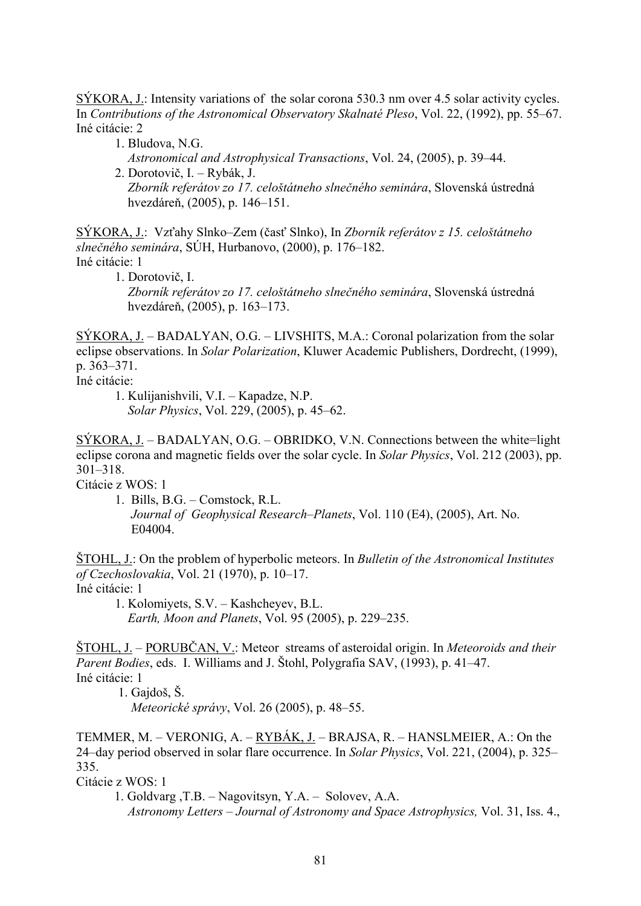<u>SÝKORA, J.</u>: Intensity variations of the solar corona 530.3 nm over 4.5 solar activity cycles. In *Contributions of the Astronomical Observatory Skalnaté Pleso*, Vol. 22, (1992), pp. 55–67.
Iné citácie: 2

1. Bludova, N.G.
   *Astronomical and Astrophysical Transactions*, Vol. 24, (2005), p. 39–44.
2. Dorotovič, I. – Rybák, J.
   *Zborník referátov zo 17. celoštátneho slnečného seminára*, Slovenská ústredná hvezdáreň, (2005), p. 146–151.

<u>SÝKORA, J.</u>: Vzťahy Slnko–Zem (časť Slnko), In *Zborník referátov z 15. celoštátneho slnečného seminára*, SÚH, Hurbanovo, (2000), p. 176–182.
Iné citácie: 1

1. Dorotovič, I.
   *Zborník referátov zo 17. celoštátneho slnečného seminára*, Slovenská ústredná hvezdáreň, (2005), p. 163–173.

<u>SÝKORA, J.</u> – BADALYAN, O.G. – LIVSHITS, M.A.: Coronal polarization from the solar eclipse observations. In *Solar Polarization*, Kluwer Academic Publishers, Dordrecht, (1999), p. 363–371.
Iné citácie:

1. Kulijanishvili, V.I. – Kapadze, N.P.
   *Solar Physics*, Vol. 229, (2005), p. 45–62.

<u>SÝKORA, J.</u> – BADALYAN, O.G. – OBRIDKO, V.N. Connections between the white=light eclipse corona and magnetic fields over the solar cycle. In *Solar Physics*, Vol. 212 (2003), pp. 301–318.
Citácie z WOS: 1

1. Bills, B.G. – Comstock, R.L.
   *Journal of Geophysical Research–Planets*, Vol. 110 (E4), (2005), Art. No. E04004.

<u>ŠTOHL, J.</u>: On the problem of hyperbolic meteors. In *Bulletin of the Astronomical Institutes of Czechoslovakia*, Vol. 21 (1970), p. 10–17.
Iné citácie: 1

1. Kolomiyets, S.V. – Kashcheyev, B.L.
   *Earth, Moon and Planets*, Vol. 95 (2005), p. 229–235.

<u>ŠTOHL, J.</u> – <u>PORUBČAN, V.</u>: Meteor streams of asteroidal origin. In *Meteoroids and their Parent Bodies*, eds. I. Williams and J. Štohl, Polygrafia SAV, (1993), p. 41–47.
Iné citácie: 1

1. Gajdoš, Š.
   *Meteorické správy*, Vol. 26 (2005), p. 48–55.

TEMMER, M. – VERONIG, A. – <u>RYBÁK, J.</u> – BRAJSA, R. – HANSLMEIER, A.: On the 24–day period observed in solar flare occurrence. In *Solar Physics*, Vol. 221, (2004), p. 325–335.
Citácie z WOS: 1

1. Goldvarg ,T.B. – Nagovitsyn, Y.A. – Solovev, A.A.
   *Astronomy Letters – Journal of Astronomy and Space Astrophysics,* Vol. 31, Iss. 4.,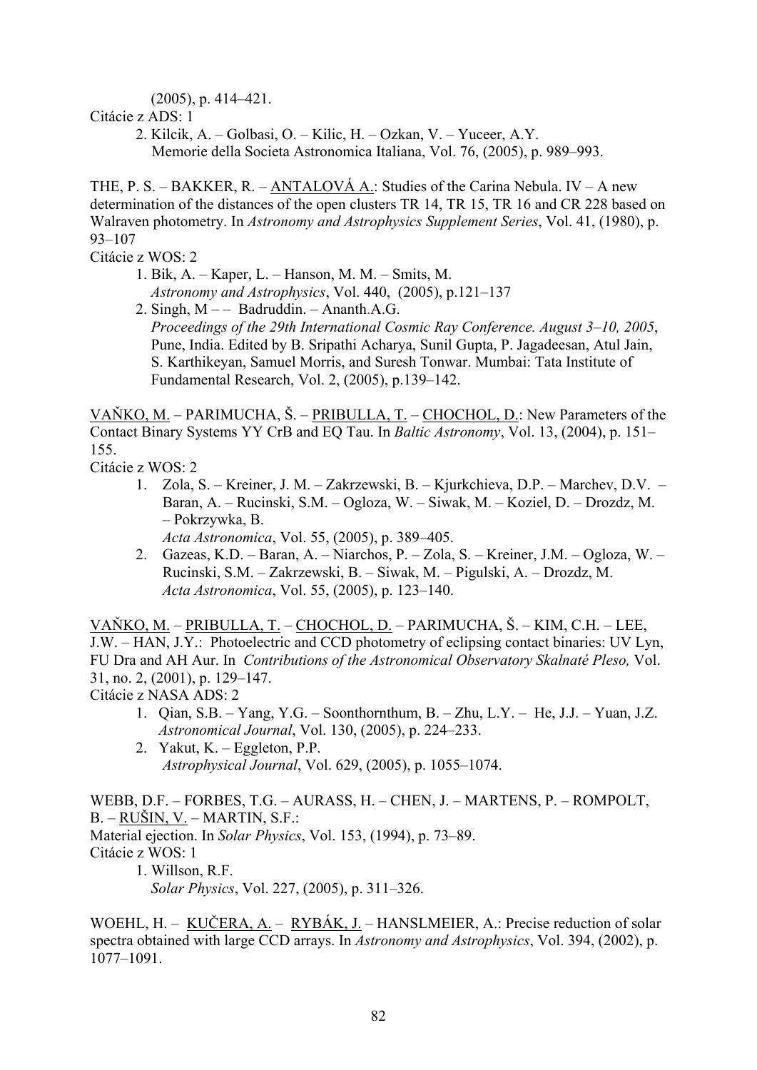(2005), p. 414–421.

Citácie z ADS: 1

2. Kilcik, A. – Golbasi, O. – Kilic, H. – Ozkan, V. – Yuceer, A.Y.
   Memorie della Societa Astronomica Italiana, Vol. 76, (2005), p. 989–993.

THE, P. S. – BAKKER, R. – <u>ANTALOVÁ A.</u>: Studies of the Carina Nebula. IV – A new determination of the distances of the open clusters TR 14, TR 15, TR 16 and CR 228 based on Walraven photometry. In *Astronomy and Astrophysics Supplement Series*, Vol. 41, (1980), p. 93–107

Citácie z WOS: 2

1. Bik, A. – Kaper, L. – Hanson, M. M. – Smits, M.
   *Astronomy and Astrophysics*, Vol. 440, (2005), p.121–137
2. Singh, M – – Badruddin. – Ananth.A.G.
   *Proceedings of the 29th International Cosmic Ray Conference. August 3–10, 2005*, Pune, India. Edited by B. Sripathi Acharya, Sunil Gupta, P. Jagadeesan, Atul Jain, S. Karthikeyan, Samuel Morris, and Suresh Tonwar. Mumbai: Tata Institute of Fundamental Research, Vol. 2, (2005), p.139–142.

<u>VAŇKO, M.</u> – PARIMUCHA, Š. – <u>PRIBULLA, T.</u> – <u>CHOCHOL, D.</u>: New Parameters of the Contact Binary Systems YY CrB and EQ Tau. In *Baltic Astronomy*, Vol. 13, (2004), p. 151–155.

Citácie z WOS: 2

1. Zola, S. – Kreiner, J. M. – Zakrzewski, B. – Kjurkchieva, D.P. – Marchev, D.V. – Baran, A. – Rucinski, S.M. – Ogloza, W. – Siwak, M. – Koziel, D. – Drozdz, M. – Pokrzywka, B.
   *Acta Astronomica*, Vol. 55, (2005), p. 389–405.
2. Gazeas, K.D. – Baran, A. – Niarchos, P. – Zola, S. – Kreiner, J.M. – Ogloza, W. – Rucinski, S.M. – Zakrzewski, B. – Siwak, M. – Pigulski, A. – Drozdz, M.
   *Acta Astronomica*, Vol. 55, (2005), p. 123–140.

<u>VAŇKO, M.</u> – <u>PRIBULLA, T.</u> – <u>CHOCHOL, D.</u> – PARIMUCHA, Š. – KIM, C.H. – LEE, J.W. – HAN, J.Y.: Photoelectric and CCD photometry of eclipsing contact binaries: UV Lyn, FU Dra and AH Aur. In *Contributions of the Astronomical Observatory Skalnaté Pleso,* Vol. 31, no. 2, (2001), p. 129–147.

Citácie z NASA ADS: 2

1. Qian, S.B. – Yang, Y.G. – Soonthornthum, B. – Zhu, L.Y. – He, J.J. – Yuan, J.Z.
   *Astronomical Journal*, Vol. 130, (2005), p. 224–233.
2. Yakut, K. – Eggleton, P.P.
   *Astrophysical Journal*, Vol. 629, (2005), p. 1055–1074.

WEBB, D.F. – FORBES, T.G. – AURASS, H. – CHEN, J. – MARTENS, P. – ROMPOLT, B. – <u>RUŠIN, V.</u> – MARTIN, S.F.:
Material ejection. In *Solar Physics*, Vol. 153, (1994), p. 73–89.

Citácie z WOS: 1

1. Willson, R.F.
   *Solar Physics*, Vol. 227, (2005), p. 311–326.

WOEHL, H. – <u>KUČERA, A.</u> – <u>RYBÁK, J.</u> – HANSLMEIER, A.: Precise reduction of solar spectra obtained with large CCD arrays. In *Astronomy and Astrophysics*, Vol. 394, (2002), p. 1077–1091.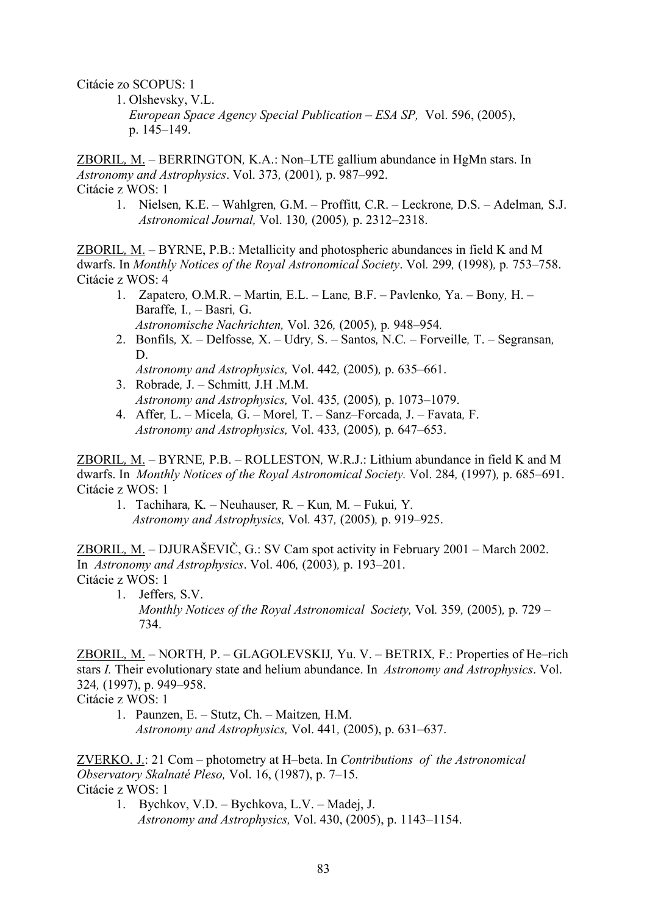Citácie zo SCOPUS: 1

1. Olshevsky, V.L.
   *European Space Agency Special Publication – ESA SP,* Vol. 596, (2005), p. 145–149.

<u>ZBORIL, M.</u> – BERRINGTON, K.A.: Non–LTE gallium abundance in HgMn stars. In *Astronomy and Astrophysics*. Vol. 373, (2001), p. 987–992.
Citácie z WOS: 1

1. Nielsen, K.E. – Wahlgren, G.M. – Proffitt, C.R. – Leckrone, D.S. – Adelman, S.J.
   *Astronomical Journal,* Vol. 130, (2005), p. 2312–2318.

<u>ZBORIL, M.</u> – BYRNE, P.B.: Metallicity and photospheric abundances in field K and M dwarfs. In *Monthly Notices of the Royal Astronomical Society*. Vol. 299, (1998), p. 753–758.
Citácie z WOS: 4

1. Zapatero, O.M.R. – Martin, E.L. – Lane, B.F. – Pavlenko, Ya. – Bony, H. – Baraffe, I., – Basri, G.
   *Astronomische Nachrichten,* Vol. 326, (2005), p. 948–954.
2. Bonfils, X. – Delfosse, X. – Udry, S. – Santos, N.C. – Forveille, T. – Segransan, D.
   *Astronomy and Astrophysics,* Vol. 442, (2005), p. 635–661.
3. Robrade, J. – Schmitt, J.H .M.M.
   *Astronomy and Astrophysics,* Vol. 435, (2005), p. 1073–1079.
4. Affer, L. – Micela, G. – Morel, T. – Sanz–Forcada, J. – Favata, F.
   *Astronomy and Astrophysics,* Vol. 433, (2005), p. 647–653.

<u>ZBORIL, M.</u> – BYRNE, P.B. – ROLLESTON, W.R.J.: Lithium abundance in field K and M dwarfs. In *Monthly Notices of the Royal Astronomical Society.* Vol. 284, (1997), p. 685–691.
Citácie z WOS: 1

1. Tachihara, K. – Neuhauser, R. – Kun, M. – Fukui, Y.
   *Astronomy and Astrophysics,* Vol. 437, (2005), p. 919–925.

<u>ZBORIL, M.</u> – DJURAŠEVIČ, G.: SV Cam spot activity in February 2001 – March 2002. In *Astronomy and Astrophysics*. Vol. 406, (2003), p. 193–201.
Citácie z WOS: 1

1. Jeffers, S.V.
   *Monthly Notices of the Royal Astronomical Society,* Vol. 359, (2005), p. 729 – 734.

<u>ZBORIL, M.</u> – NORTH, P. – GLAGOLEVSKIJ, Yu. V. – BETRIX, F.: Properties of He–rich stars *I.* Their evolutionary state and helium abundance. In *Astronomy and Astrophysics*. Vol. 324, (1997), p. 949–958.
Citácie z WOS: 1

1. Paunzen, E. – Stutz, Ch. – Maitzen, H.M.
   *Astronomy and Astrophysics,* Vol. 441, (2005), p. 631–637.

<u>ZVERKO, J.</u>: 21 Com – photometry at H–beta. In *Contributions of the Astronomical Observatory Skalnaté Pleso,* Vol. 16, (1987), p. 7–15.
Citácie z WOS: 1

1. Bychkov, V.D. – Bychkova, L.V. – Madej, J.
   *Astronomy and Astrophysics,* Vol. 430, (2005), p. 1143–1154.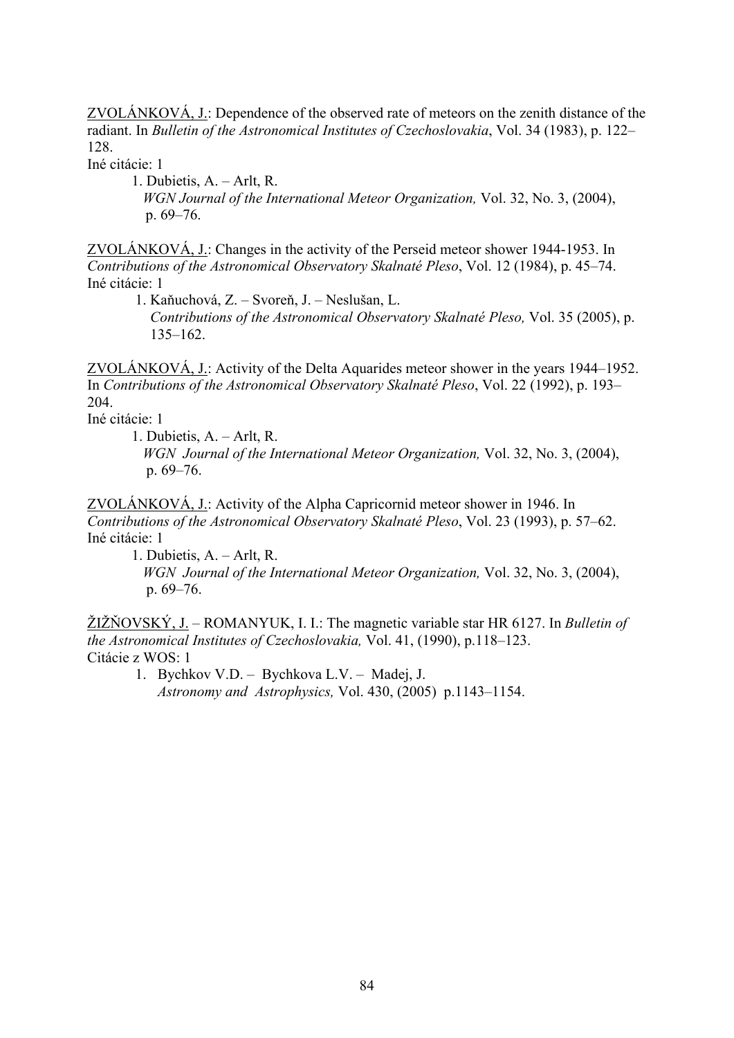ZVOLÁNKOVÁ, J.: Dependence of the observed rate of meteors on the zenith distance of the radiant. In *Bulletin of the Astronomical Institutes of Czechoslovakia*, Vol. 34 (1983), p. 122–128.

Iné citácie: 1

1. Dubietis, A. – Arlt, R.
   *WGN Journal of the International Meteor Organization,* Vol. 32, No. 3, (2004), p. 69–76.

ZVOLÁNKOVÁ, J.: Changes in the activity of the Perseid meteor shower 1944-1953. In *Contributions of the Astronomical Observatory Skalnaté Pleso*, Vol. 12 (1984), p. 45–74.

Iné citácie: 1

1. Kaňuchová, Z. – Svoreň, J. – Neslušan, L.
   *Contributions of the Astronomical Observatory Skalnaté Pleso,* Vol. 35 (2005), p. 135–162.

ZVOLÁNKOVÁ, J.: Activity of the Delta Aquarides meteor shower in the years 1944–1952. In *Contributions of the Astronomical Observatory Skalnaté Pleso*, Vol. 22 (1992), p. 193–204.

Iné citácie: 1

1. Dubietis, A. – Arlt, R.
   *WGN Journal of the International Meteor Organization,* Vol. 32, No. 3, (2004), p. 69–76.

ZVOLÁNKOVÁ, J.: Activity of the Alpha Capricornid meteor shower in 1946. In *Contributions of the Astronomical Observatory Skalnaté Pleso*, Vol. 23 (1993), p. 57–62.

Iné citácie: 1

1. Dubietis, A. – Arlt, R.
   *WGN Journal of the International Meteor Organization,* Vol. 32, No. 3, (2004), p. 69–76.

ŽIŽŇOVSKÝ, J. – ROMANYUK, I. I.: The magnetic variable star HR 6127. In *Bulletin of the Astronomical Institutes of Czechoslovakia,* Vol. 41, (1990), p.118–123.

Citácie z WOS: 1

1. Bychkov V.D. – Bychkova L.V. – Madej, J.
   *Astronomy and Astrophysics,* Vol. 430, (2005) p.1143–1154.